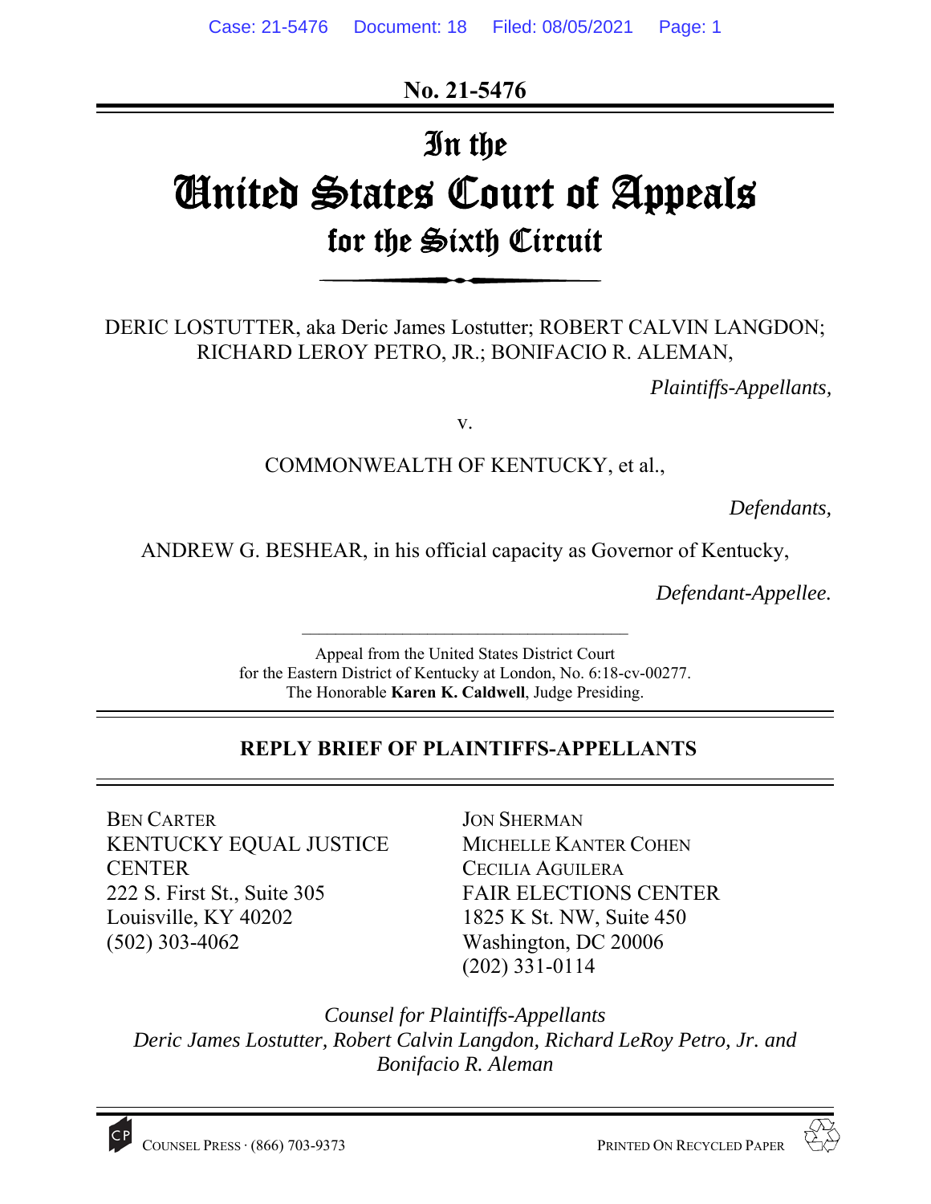**No. 21-5476**

# In the United States Court of Appeals for the Sixth Circuit

DERIC LOSTUTTER, aka Deric James Lostutter; ROBERT CALVIN LANGDON; RICHARD LEROY PETRO, JR.; BONIFACIO R. ALEMAN,

*Plaintiffs-Appellants,*

v.

COMMONWEALTH OF KENTUCKY, et al.,

*Defendants,*

ANDREW G. BESHEAR, in his official capacity as Governor of Kentucky,

*Defendant-Appellee.*

Appeal from the United States District Court for the Eastern District of Kentucky at London, No. 6:18-cv-00277.
The Honorable **Karen K. Caldwell**, Judge Presiding.

## REPLY BRIEF OF PLAINTIFFS-APPELLANTS

BEN CARTER
KENTUCKY EQUAL JUSTICE CENTER
222 S. First St., Suite 305
Louisville, KY 40202
(502) 303-4062

JON SHERMAN
MICHELLE KANTER COHEN
CECILIA AGUILERA
FAIR ELECTIONS CENTER
1825 K St. NW, Suite 450
Washington, DC 20006
(202) 331-0114

*Counsel for Plaintiffs-Appellants*
*Deric James Lostutter, Robert Calvin Langdon, Richard LeRoy Petro, Jr. and Bonifacio R. Aleman*

COUNSEL PRESS · (866) 703-9373

PRINTED ON RECYCLED PAPER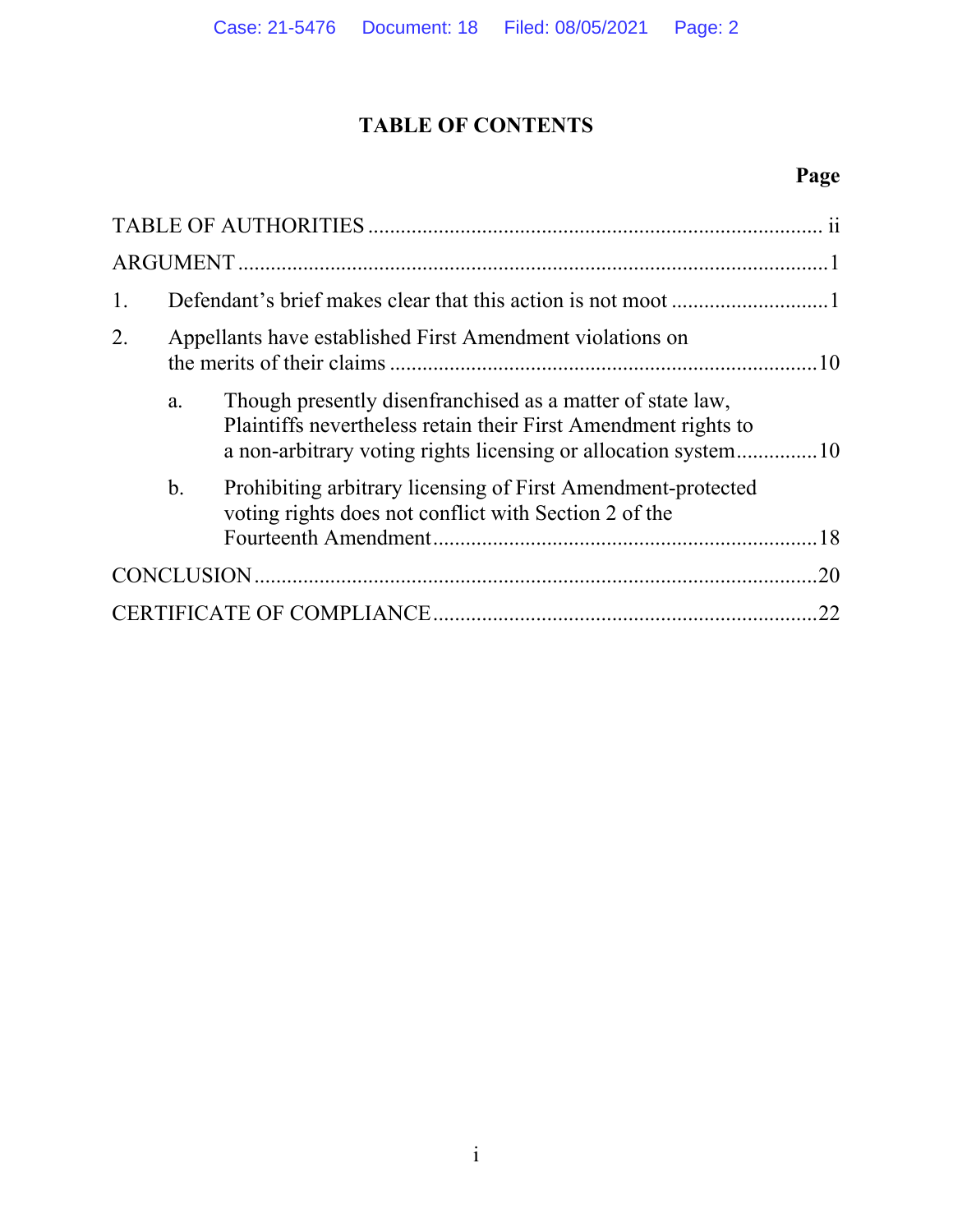# TABLE OF CONTENTS

| | Page |
|---|---|
| TABLE OF AUTHORITIES | ii |
| ARGUMENT | 1 |
| 1. Defendant's brief makes clear that this action is not moot | 1 |
| 2. Appellants have established First Amendment violations on the merits of their claims | 10 |
| a. Though presently disenfranchised as a matter of state law, Plaintiffs nevertheless retain their First Amendment rights to a non-arbitrary voting rights licensing or allocation system | 10 |
| b. Prohibiting arbitrary licensing of First Amendment-protected voting rights does not conflict with Section 2 of the Fourteenth Amendment | 18 |
| CONCLUSION | 20 |
| CERTIFICATE OF COMPLIANCE | 22 |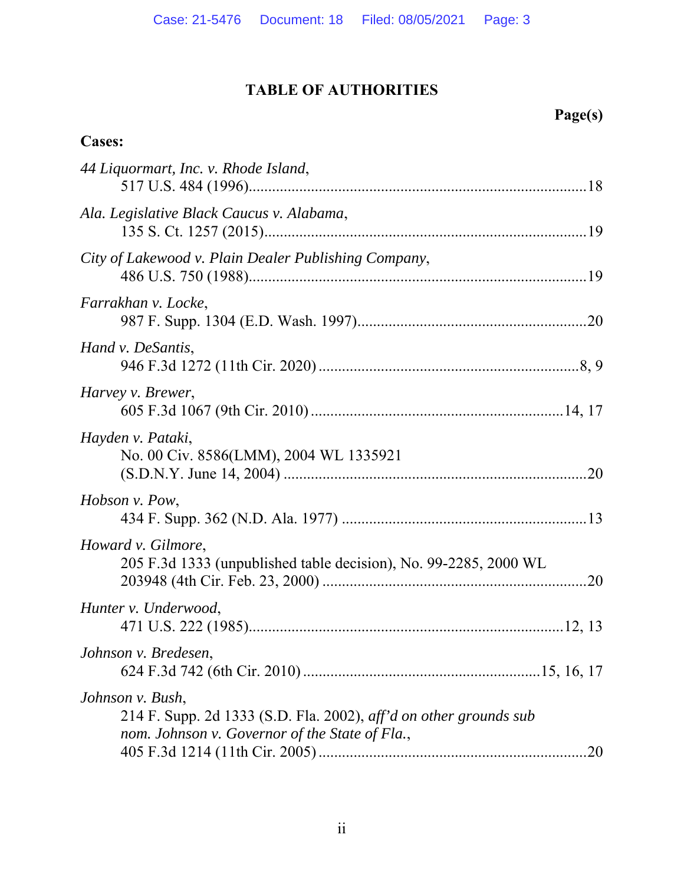# TABLE OF AUTHORITIES

**Page(s)**

**Cases:**

*44 Liquormart, Inc. v. Rhode Island*,
517 U.S. 484 (1996) .................................................................... 18

*Ala. Legislative Black Caucus v. Alabama*,
135 S. Ct. 1257 (2015) .................................................................. 19

*City of Lakewood v. Plain Dealer Publishing Company*,
486 U.S. 750 (1988) .................................................................... 19

*Farrakhan v. Locke*,
987 F. Supp. 1304 (E.D. Wash. 1997) ........................................... 20

*Hand v. DeSantis*,
946 F.3d 1272 (11th Cir. 2020) .................................................. 8, 9

*Harvey v. Brewer*,
605 F.3d 1067 (9th Cir. 2010) ................................................ 14, 17

*Hayden v. Pataki*,
No. 00 Civ. 8586(LMM), 2004 WL 1335921
(S.D.N.Y. June 14, 2004) ............................................................. 20

*Hobson v. Pow*,
434 F. Supp. 362 (N.D. Ala. 1977) ................................................ 13

*Howard v. Gilmore*,
205 F.3d 1333 (unpublished table decision), No. 99-2285, 2000 WL
203948 (4th Cir. Feb. 23, 2000) .................................................... 20

*Hunter v. Underwood*,
471 U.S. 222 (1985) ............................................................... 12, 13

*Johnson v. Bredesen*,
624 F.3d 742 (6th Cir. 2010) ........................................... 15, 16, 17

*Johnson v. Bush*,
214 F. Supp. 2d 1333 (S.D. Fla. 2002), *aff'd on other grounds sub nom. Johnson v. Governor of the State of Fla.*,
405 F.3d 1214 (11th Cir. 2005) .................................................... 20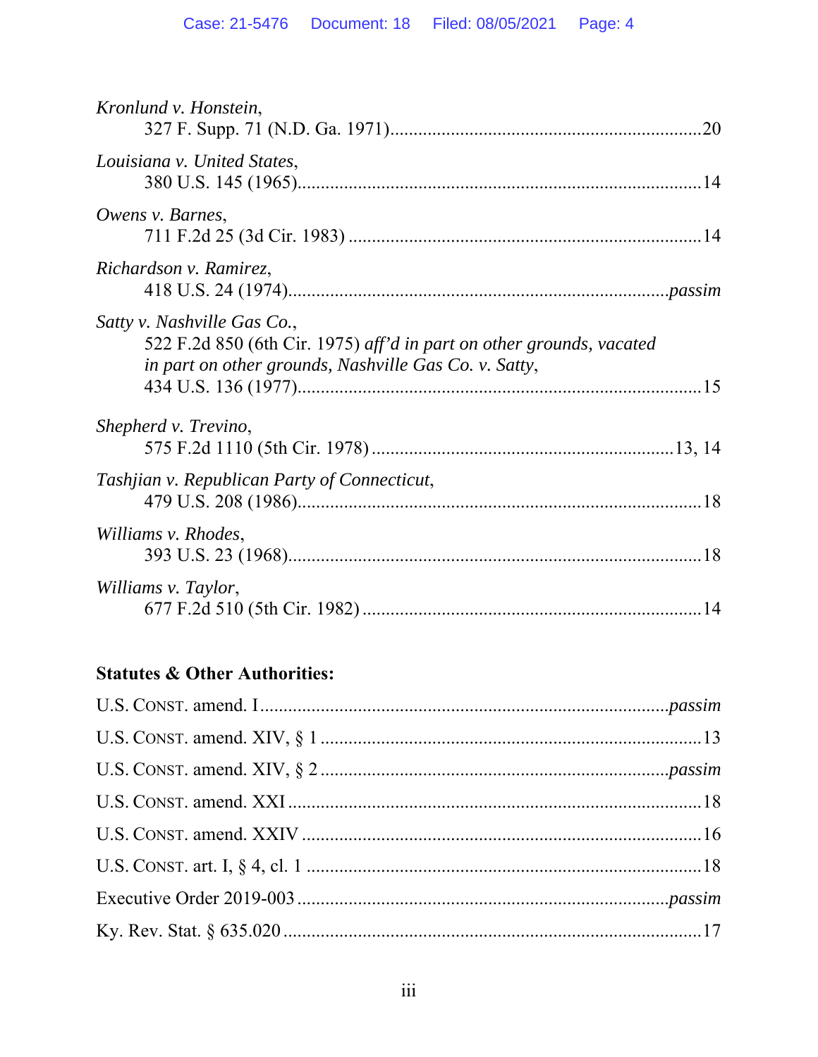*Kronlund v. Honstein*,
327 F. Supp. 71 (N.D. Ga. 1971) .......... 20

*Louisiana v. United States*,
380 U.S. 145 (1965) .......... 14

*Owens v. Barnes*,
711 F.2d 25 (3d Cir. 1983) .......... 14

*Richardson v. Ramirez*,
418 U.S. 24 (1974) .......... *passim*

*Satty v. Nashville Gas Co.*,
522 F.2d 850 (6th Cir. 1975) *aff'd in part on other grounds, vacated in part on other grounds, Nashville Gas Co. v. Satty*,
434 U.S. 136 (1977) .......... 15

*Shepherd v. Trevino*,
575 F.2d 1110 (5th Cir. 1978) .......... 13, 14

*Tashjian v. Republican Party of Connecticut*,
479 U.S. 208 (1986) .......... 18

*Williams v. Rhodes*,
393 U.S. 23 (1968) .......... 18

*Williams v. Taylor*,
677 F.2d 510 (5th Cir. 1982) .......... 14

**Statutes & Other Authorities:**

U.S. CONST. amend. I .......... *passim*

U.S. CONST. amend. XIV, § 1 .......... 13

U.S. CONST. amend. XIV, § 2 .......... *passim*

U.S. CONST. amend. XXI .......... 18

U.S. CONST. amend. XXIV .......... 16

U.S. CONST. art. I, § 4, cl. 1 .......... 18

Executive Order 2019-003 .......... *passim*

Ky. Rev. Stat. § 635.020 .......... 17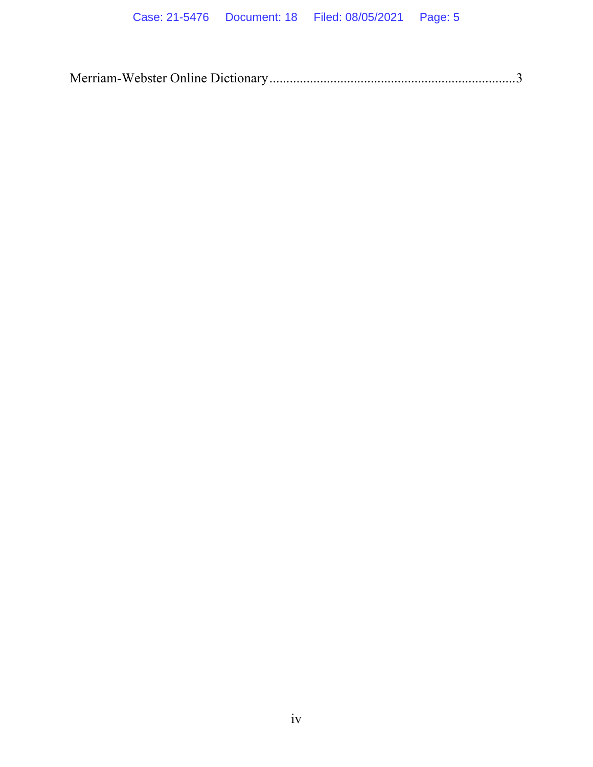Merriam-Webster Online Dictionary........................................................................3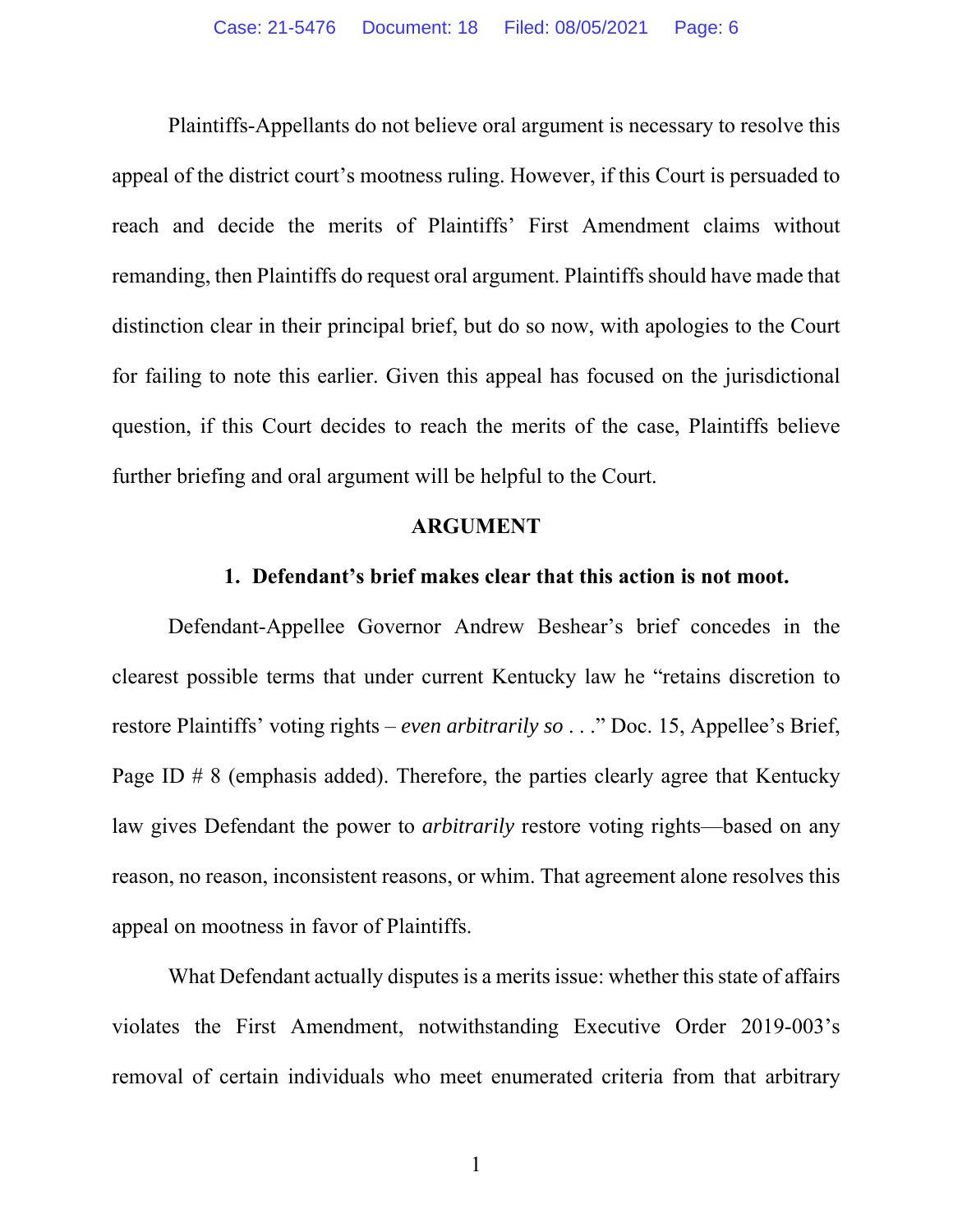Plaintiffs-Appellants do not believe oral argument is necessary to resolve this appeal of the district court's mootness ruling. However, if this Court is persuaded to reach and decide the merits of Plaintiffs' First Amendment claims without remanding, then Plaintiffs do request oral argument. Plaintiffs should have made that distinction clear in their principal brief, but do so now, with apologies to the Court for failing to note this earlier. Given this appeal has focused on the jurisdictional question, if this Court decides to reach the merits of the case, Plaintiffs believe further briefing and oral argument will be helpful to the Court.

## ARGUMENT

### 1. Defendant's brief makes clear that this action is not moot.

Defendant-Appellee Governor Andrew Beshear's brief concedes in the clearest possible terms that under current Kentucky law he "retains discretion to restore Plaintiffs' voting rights – *even arbitrarily so* . . ." Doc. 15, Appellee's Brief, Page ID # 8 (emphasis added). Therefore, the parties clearly agree that Kentucky law gives Defendant the power to *arbitrarily* restore voting rights—based on any reason, no reason, inconsistent reasons, or whim. That agreement alone resolves this appeal on mootness in favor of Plaintiffs.

What Defendant actually disputes is a merits issue: whether this state of affairs violates the First Amendment, notwithstanding Executive Order 2019-003's removal of certain individuals who meet enumerated criteria from that arbitrary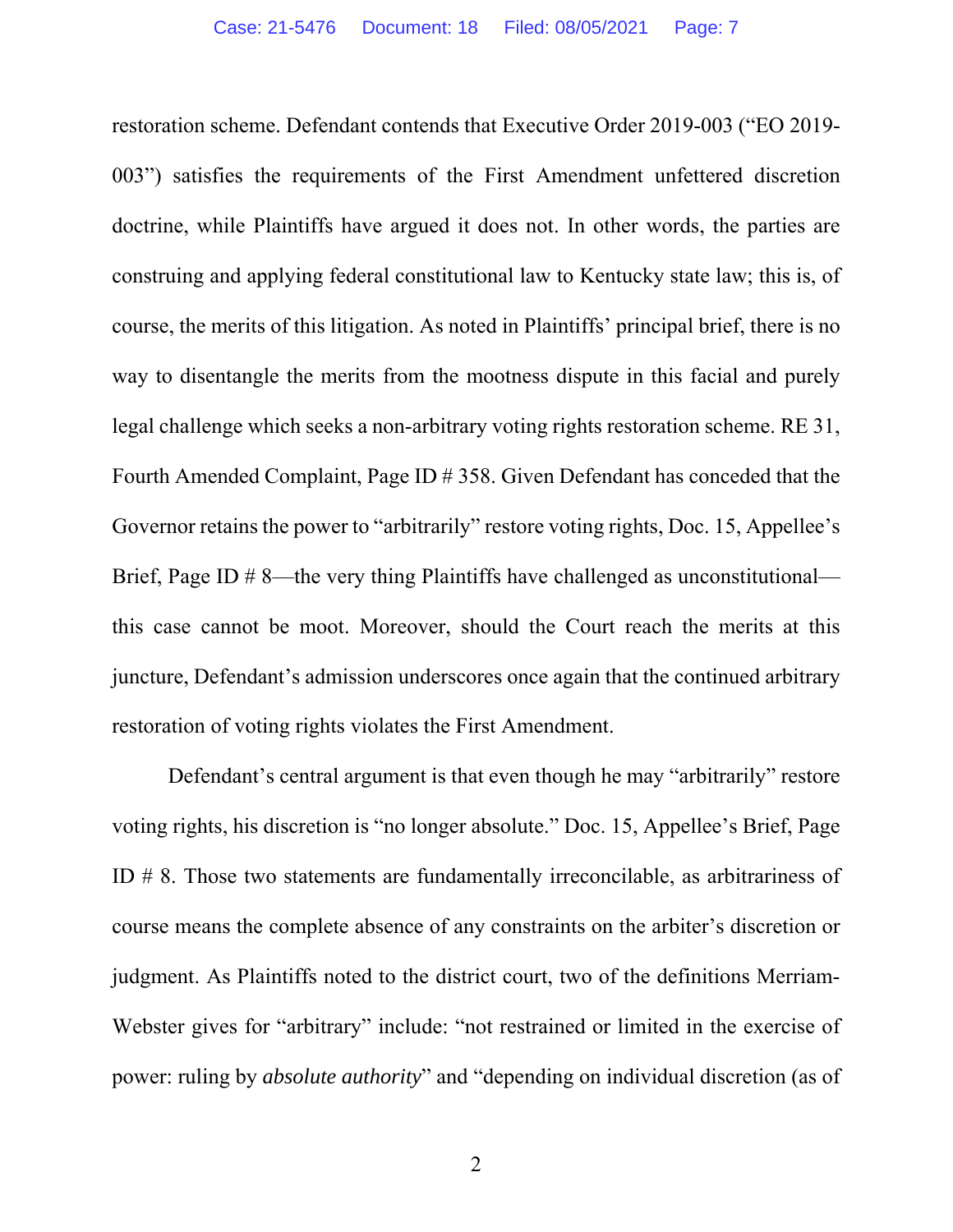restoration scheme. Defendant contends that Executive Order 2019-003 ("EO 2019-003") satisfies the requirements of the First Amendment unfettered discretion doctrine, while Plaintiffs have argued it does not. In other words, the parties are construing and applying federal constitutional law to Kentucky state law; this is, of course, the merits of this litigation. As noted in Plaintiffs' principal brief, there is no way to disentangle the merits from the mootness dispute in this facial and purely legal challenge which seeks a non-arbitrary voting rights restoration scheme. RE 31, Fourth Amended Complaint, Page ID # 358. Given Defendant has conceded that the Governor retains the power to "arbitrarily" restore voting rights, Doc. 15, Appellee's Brief, Page ID # 8—the very thing Plaintiffs have challenged as unconstitutional—this case cannot be moot. Moreover, should the Court reach the merits at this juncture, Defendant's admission underscores once again that the continued arbitrary restoration of voting rights violates the First Amendment.

Defendant's central argument is that even though he may "arbitrarily" restore voting rights, his discretion is "no longer absolute." Doc. 15, Appellee's Brief, Page ID # 8. Those two statements are fundamentally irreconcilable, as arbitrariness of course means the complete absence of any constraints on the arbiter's discretion or judgment. As Plaintiffs noted to the district court, two of the definitions Merriam-Webster gives for "arbitrary" include: "not restrained or limited in the exercise of power: ruling by *absolute authority*" and "depending on individual discretion (as of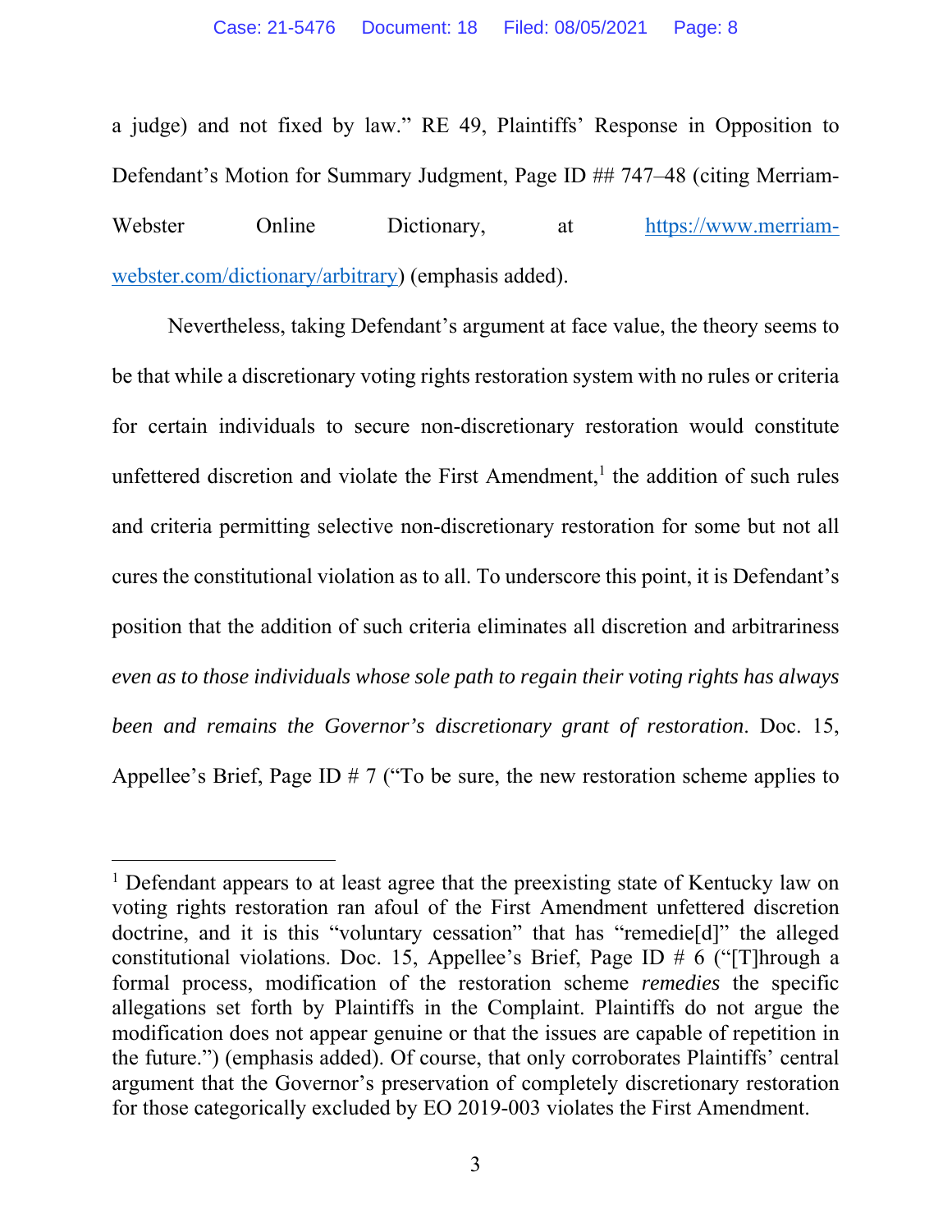a judge) and not fixed by law." RE 49, Plaintiffs' Response in Opposition to Defendant's Motion for Summary Judgment, Page ID ## 747–48 (citing Merriam-Webster Online Dictionary, at https://www.merriam-webster.com/dictionary/arbitrary) (emphasis added).

Nevertheless, taking Defendant's argument at face value, the theory seems to be that while a discretionary voting rights restoration system with no rules or criteria for certain individuals to secure non-discretionary restoration would constitute unfettered discretion and violate the First Amendment,[1] the addition of such rules and criteria permitting selective non-discretionary restoration for some but not all cures the constitutional violation as to all. To underscore this point, it is Defendant's position that the addition of such criteria eliminates all discretion and arbitrariness *even as to those individuals whose sole path to regain their voting rights has always been and remains the Governor's discretionary grant of restoration*. Doc. 15, Appellee's Brief, Page ID # 7 ("To be sure, the new restoration scheme applies to

[1] Defendant appears to at least agree that the preexisting state of Kentucky law on voting rights restoration ran afoul of the First Amendment unfettered discretion doctrine, and it is this "voluntary cessation" that has "remedie[d]" the alleged constitutional violations. Doc. 15, Appellee's Brief, Page ID # 6 ("[T]hrough a formal process, modification of the restoration scheme *remedies* the specific allegations set forth by Plaintiffs in the Complaint. Plaintiffs do not argue the modification does not appear genuine or that the issues are capable of repetition in the future.") (emphasis added). Of course, that only corroborates Plaintiffs' central argument that the Governor's preservation of completely discretionary restoration for those categorically excluded by EO 2019-003 violates the First Amendment.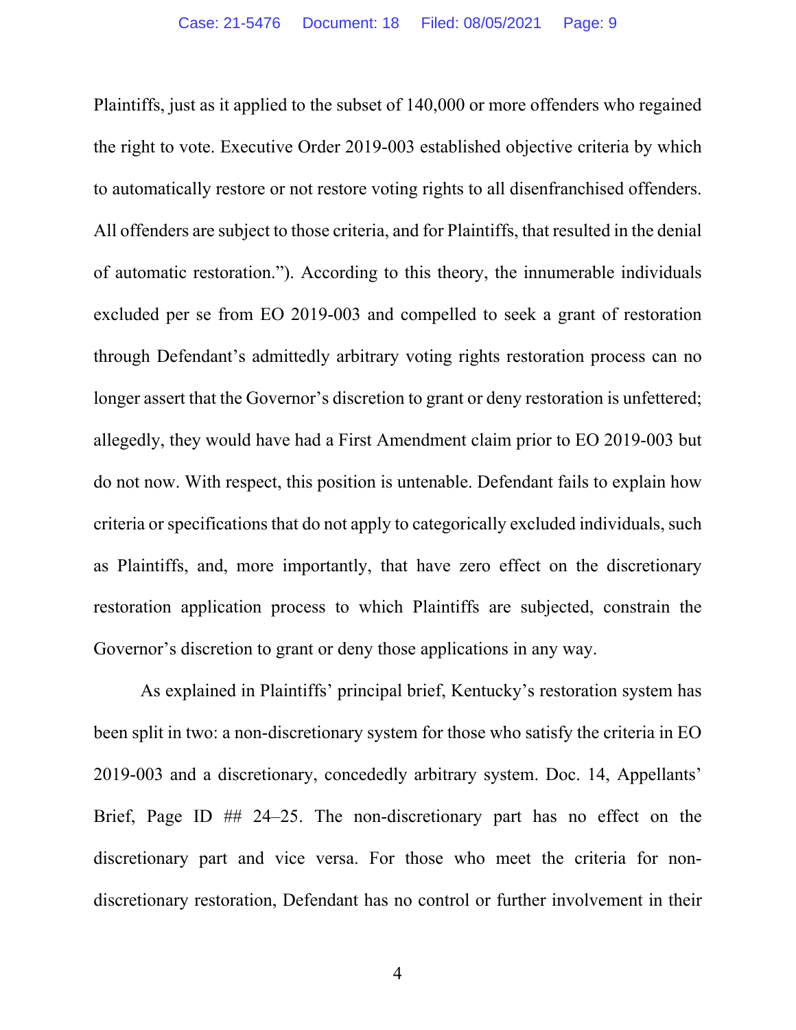Plaintiffs, just as it applied to the subset of 140,000 or more offenders who regained the right to vote. Executive Order 2019-003 established objective criteria by which to automatically restore or not restore voting rights to all disenfranchised offenders. All offenders are subject to those criteria, and for Plaintiffs, that resulted in the denial of automatic restoration."). According to this theory, the innumerable individuals excluded per se from EO 2019-003 and compelled to seek a grant of restoration through Defendant's admittedly arbitrary voting rights restoration process can no longer assert that the Governor's discretion to grant or deny restoration is unfettered; allegedly, they would have had a First Amendment claim prior to EO 2019-003 but do not now. With respect, this position is untenable. Defendant fails to explain how criteria or specifications that do not apply to categorically excluded individuals, such as Plaintiffs, and, more importantly, that have zero effect on the discretionary restoration application process to which Plaintiffs are subjected, constrain the Governor's discretion to grant or deny those applications in any way.

As explained in Plaintiffs' principal brief, Kentucky's restoration system has been split in two: a non-discretionary system for those who satisfy the criteria in EO 2019-003 and a discretionary, concededly arbitrary system. Doc. 14, Appellants' Brief, Page ID ## 24–25. The non-discretionary part has no effect on the discretionary part and vice versa. For those who meet the criteria for non-discretionary restoration, Defendant has no control or further involvement in their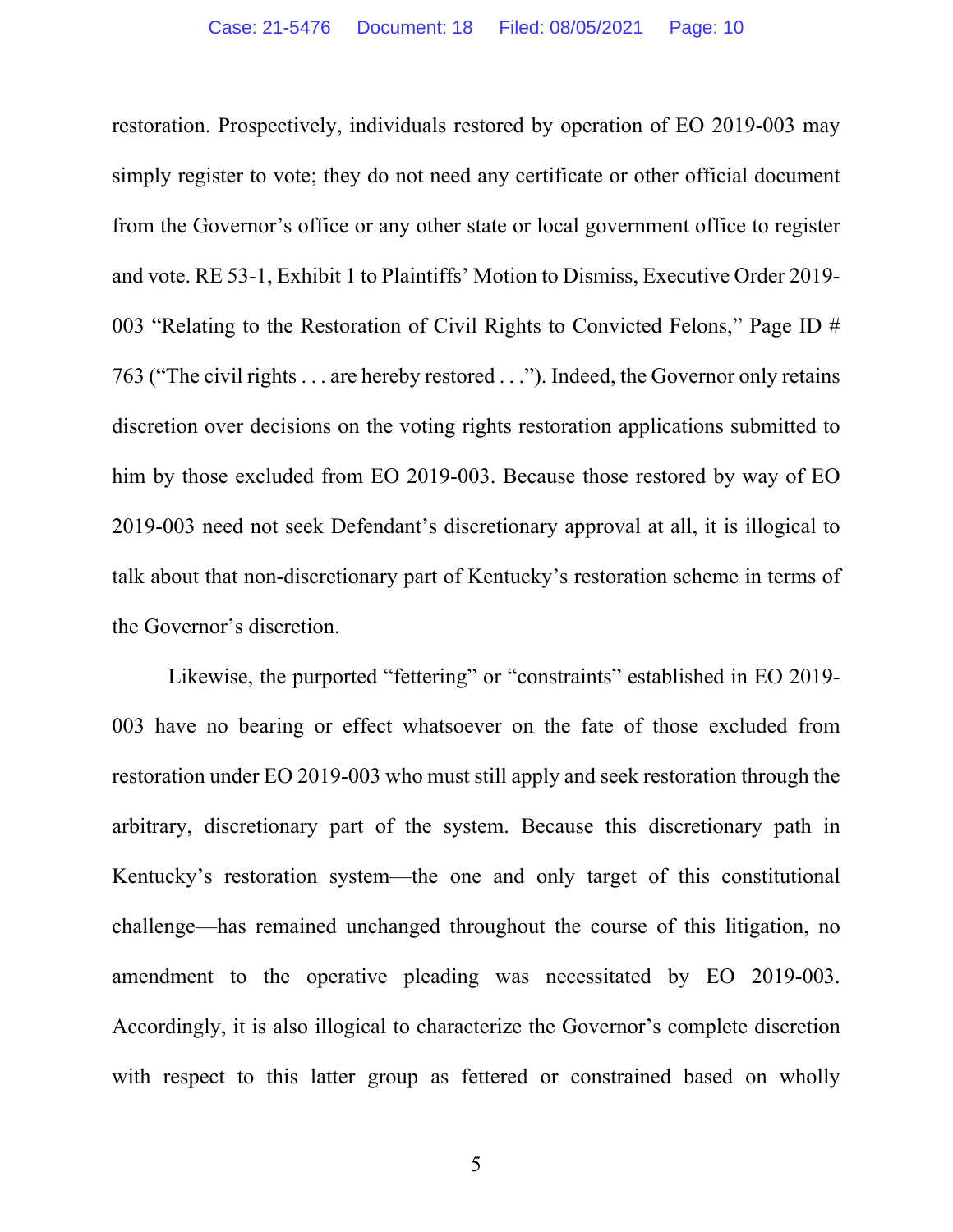restoration. Prospectively, individuals restored by operation of EO 2019-003 may simply register to vote; they do not need any certificate or other official document from the Governor's office or any other state or local government office to register and vote. RE 53-1, Exhibit 1 to Plaintiffs' Motion to Dismiss, Executive Order 2019-003 "Relating to the Restoration of Civil Rights to Convicted Felons," Page ID # 763 ("The civil rights . . . are hereby restored . . ."). Indeed, the Governor only retains discretion over decisions on the voting rights restoration applications submitted to him by those excluded from EO 2019-003. Because those restored by way of EO 2019-003 need not seek Defendant's discretionary approval at all, it is illogical to talk about that non-discretionary part of Kentucky's restoration scheme in terms of the Governor's discretion.

Likewise, the purported "fettering" or "constraints" established in EO 2019-003 have no bearing or effect whatsoever on the fate of those excluded from restoration under EO 2019-003 who must still apply and seek restoration through the arbitrary, discretionary part of the system. Because this discretionary path in Kentucky's restoration system—the one and only target of this constitutional challenge—has remained unchanged throughout the course of this litigation, no amendment to the operative pleading was necessitated by EO 2019-003. Accordingly, it is also illogical to characterize the Governor's complete discretion with respect to this latter group as fettered or constrained based on wholly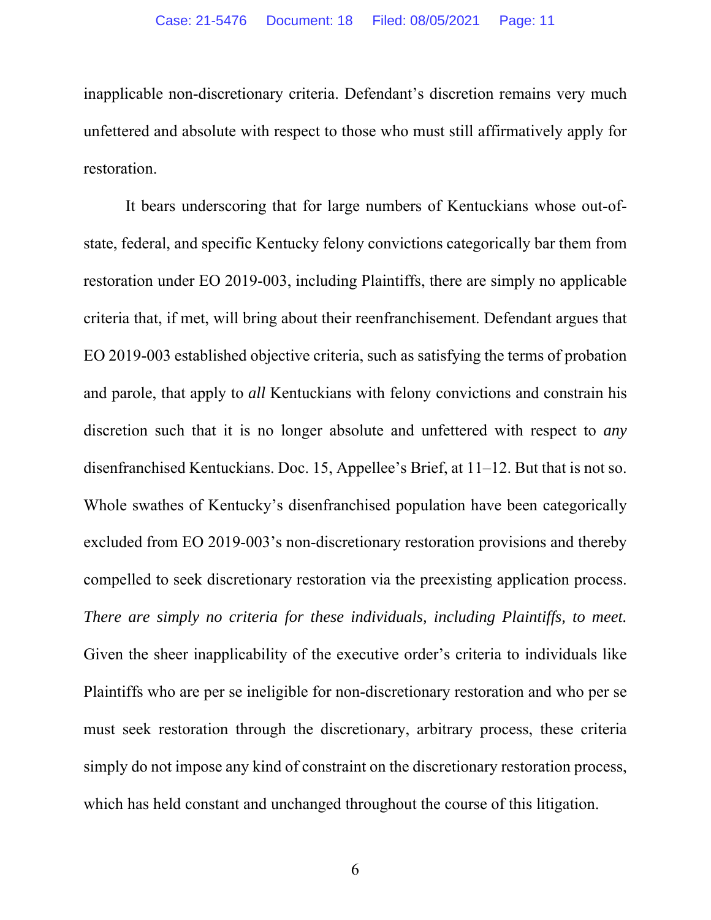inapplicable non-discretionary criteria. Defendant's discretion remains very much unfettered and absolute with respect to those who must still affirmatively apply for restoration.

It bears underscoring that for large numbers of Kentuckians whose out-of-state, federal, and specific Kentucky felony convictions categorically bar them from restoration under EO 2019-003, including Plaintiffs, there are simply no applicable criteria that, if met, will bring about their reenfranchisement. Defendant argues that EO 2019-003 established objective criteria, such as satisfying the terms of probation and parole, that apply to *all* Kentuckians with felony convictions and constrain his discretion such that it is no longer absolute and unfettered with respect to *any* disenfranchised Kentuckians. Doc. 15, Appellee's Brief, at 11–12. But that is not so. Whole swathes of Kentucky's disenfranchised population have been categorically excluded from EO 2019-003's non-discretionary restoration provisions and thereby compelled to seek discretionary restoration via the preexisting application process. *There are simply no criteria for these individuals, including Plaintiffs, to meet.* Given the sheer inapplicability of the executive order's criteria to individuals like Plaintiffs who are per se ineligible for non-discretionary restoration and who per se must seek restoration through the discretionary, arbitrary process, these criteria simply do not impose any kind of constraint on the discretionary restoration process, which has held constant and unchanged throughout the course of this litigation.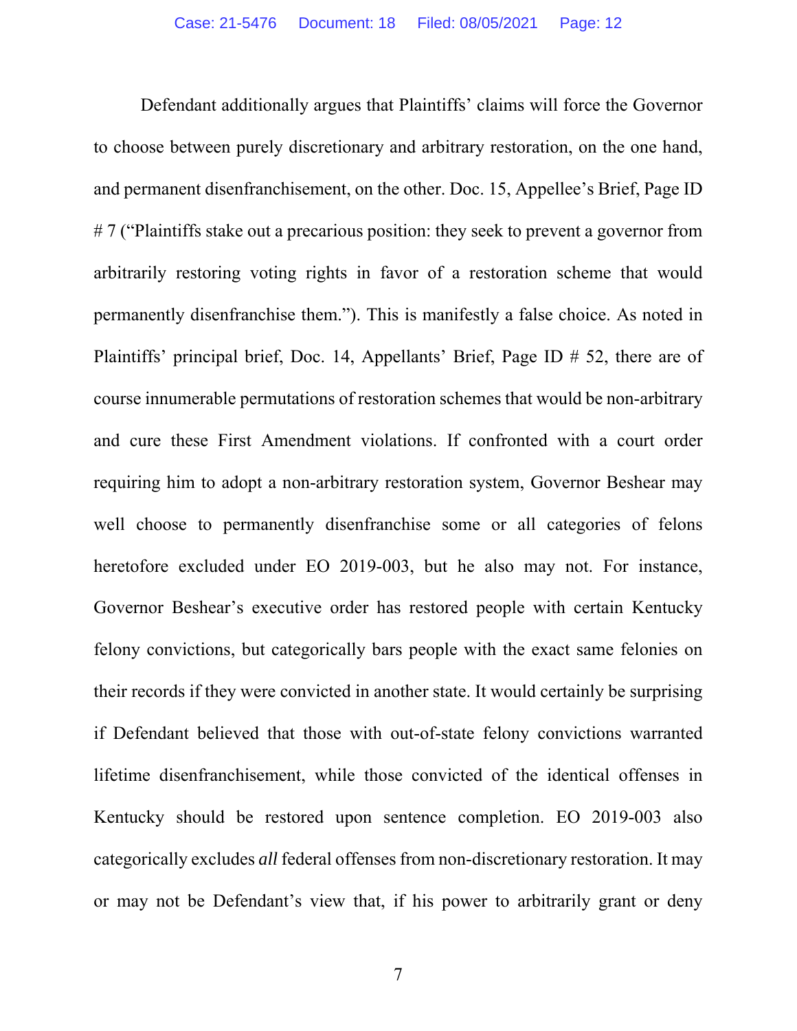Defendant additionally argues that Plaintiffs' claims will force the Governor to choose between purely discretionary and arbitrary restoration, on the one hand, and permanent disenfranchisement, on the other. Doc. 15, Appellee's Brief, Page ID # 7 ("Plaintiffs stake out a precarious position: they seek to prevent a governor from arbitrarily restoring voting rights in favor of a restoration scheme that would permanently disenfranchise them."). This is manifestly a false choice. As noted in Plaintiffs' principal brief, Doc. 14, Appellants' Brief, Page ID # 52, there are of course innumerable permutations of restoration schemes that would be non-arbitrary and cure these First Amendment violations. If confronted with a court order requiring him to adopt a non-arbitrary restoration system, Governor Beshear may well choose to permanently disenfranchise some or all categories of felons heretofore excluded under EO 2019-003, but he also may not. For instance, Governor Beshear's executive order has restored people with certain Kentucky felony convictions, but categorically bars people with the exact same felonies on their records if they were convicted in another state. It would certainly be surprising if Defendant believed that those with out-of-state felony convictions warranted lifetime disenfranchisement, while those convicted of the identical offenses in Kentucky should be restored upon sentence completion. EO 2019-003 also categorically excludes *all* federal offenses from non-discretionary restoration. It may or may not be Defendant's view that, if his power to arbitrarily grant or deny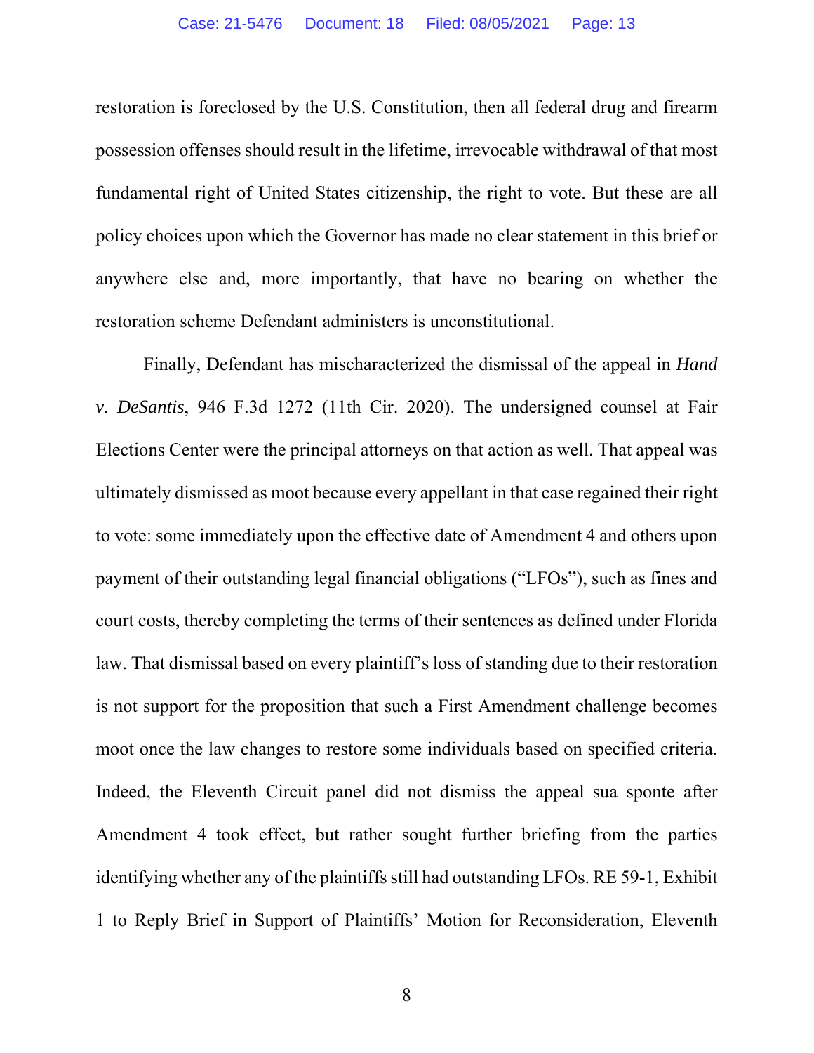restoration is foreclosed by the U.S. Constitution, then all federal drug and firearm possession offenses should result in the lifetime, irrevocable withdrawal of that most fundamental right of United States citizenship, the right to vote. But these are all policy choices upon which the Governor has made no clear statement in this brief or anywhere else and, more importantly, that have no bearing on whether the restoration scheme Defendant administers is unconstitutional.

Finally, Defendant has mischaracterized the dismissal of the appeal in *Hand v. DeSantis*, 946 F.3d 1272 (11th Cir. 2020). The undersigned counsel at Fair Elections Center were the principal attorneys on that action as well. That appeal was ultimately dismissed as moot because every appellant in that case regained their right to vote: some immediately upon the effective date of Amendment 4 and others upon payment of their outstanding legal financial obligations ("LFOs"), such as fines and court costs, thereby completing the terms of their sentences as defined under Florida law. That dismissal based on every plaintiff's loss of standing due to their restoration is not support for the proposition that such a First Amendment challenge becomes moot once the law changes to restore some individuals based on specified criteria. Indeed, the Eleventh Circuit panel did not dismiss the appeal sua sponte after Amendment 4 took effect, but rather sought further briefing from the parties identifying whether any of the plaintiffs still had outstanding LFOs. RE 59-1, Exhibit 1 to Reply Brief in Support of Plaintiffs' Motion for Reconsideration, Eleventh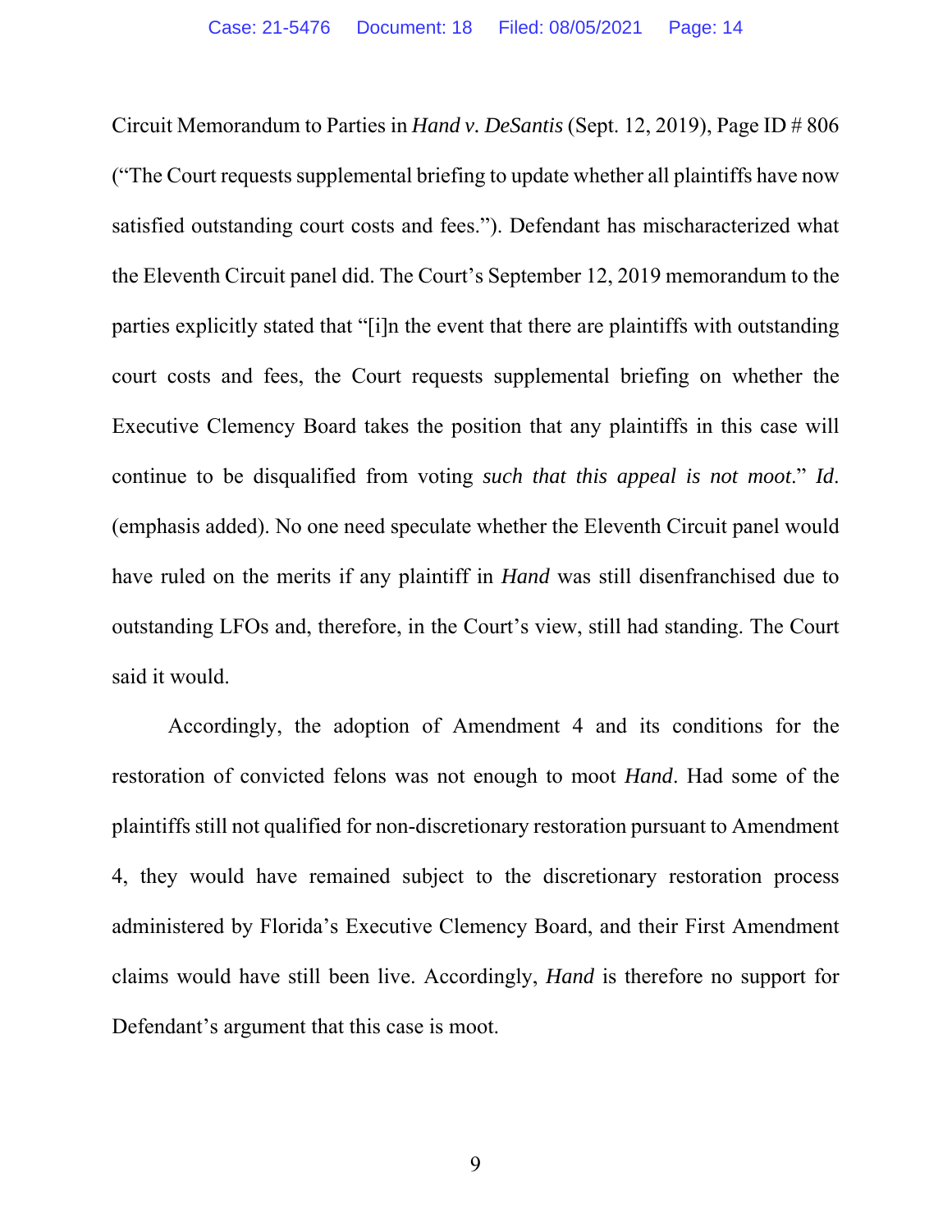Circuit Memorandum to Parties in *Hand v. DeSantis* (Sept. 12, 2019), Page ID # 806 ("The Court requests supplemental briefing to update whether all plaintiffs have now satisfied outstanding court costs and fees."). Defendant has mischaracterized what the Eleventh Circuit panel did. The Court's September 12, 2019 memorandum to the parties explicitly stated that "[i]n the event that there are plaintiffs with outstanding court costs and fees, the Court requests supplemental briefing on whether the Executive Clemency Board takes the position that any plaintiffs in this case will continue to be disqualified from voting *such that this appeal is not moot*." *Id*. (emphasis added). No one need speculate whether the Eleventh Circuit panel would have ruled on the merits if any plaintiff in *Hand* was still disenfranchised due to outstanding LFOs and, therefore, in the Court's view, still had standing. The Court said it would.

Accordingly, the adoption of Amendment 4 and its conditions for the restoration of convicted felons was not enough to moot *Hand*. Had some of the plaintiffs still not qualified for non-discretionary restoration pursuant to Amendment 4, they would have remained subject to the discretionary restoration process administered by Florida's Executive Clemency Board, and their First Amendment claims would have still been live. Accordingly, *Hand* is therefore no support for Defendant's argument that this case is moot.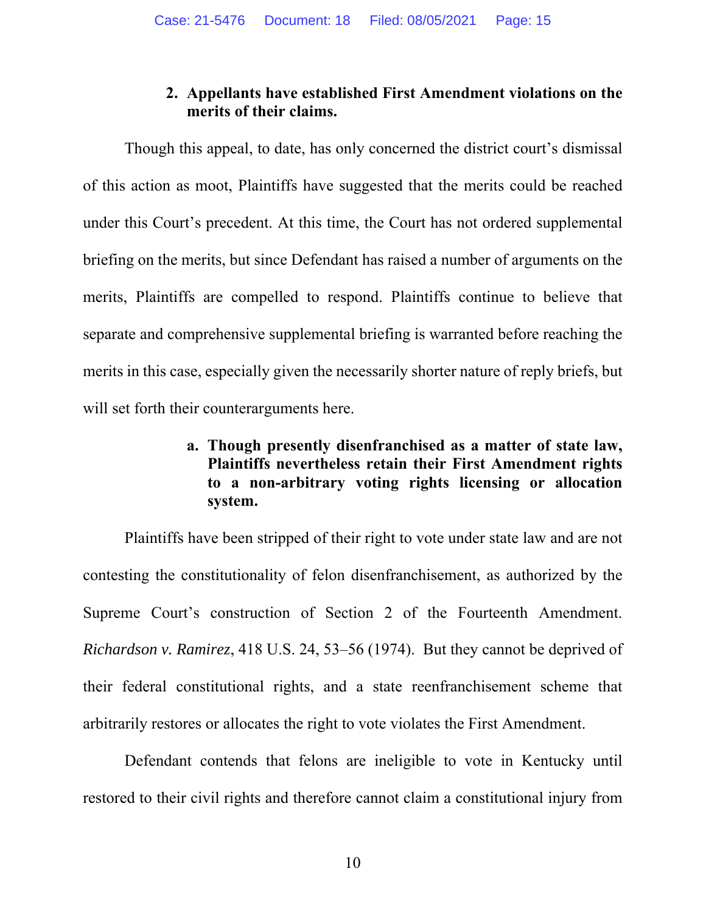### 2. Appellants have established First Amendment violations on the merits of their claims.

Though this appeal, to date, has only concerned the district court's dismissal of this action as moot, Plaintiffs have suggested that the merits could be reached under this Court's precedent. At this time, the Court has not ordered supplemental briefing on the merits, but since Defendant has raised a number of arguments on the merits, Plaintiffs are compelled to respond. Plaintiffs continue to believe that separate and comprehensive supplemental briefing is warranted before reaching the merits in this case, especially given the necessarily shorter nature of reply briefs, but will set forth their counterarguments here.

#### a. Though presently disenfranchised as a matter of state law, Plaintiffs nevertheless retain their First Amendment rights to a non-arbitrary voting rights licensing or allocation system.

Plaintiffs have been stripped of their right to vote under state law and are not contesting the constitutionality of felon disenfranchisement, as authorized by the Supreme Court's construction of Section 2 of the Fourteenth Amendment. *Richardson v. Ramirez*, 418 U.S. 24, 53–56 (1974). But they cannot be deprived of their federal constitutional rights, and a state reenfranchisement scheme that arbitrarily restores or allocates the right to vote violates the First Amendment.

Defendant contends that felons are ineligible to vote in Kentucky until restored to their civil rights and therefore cannot claim a constitutional injury from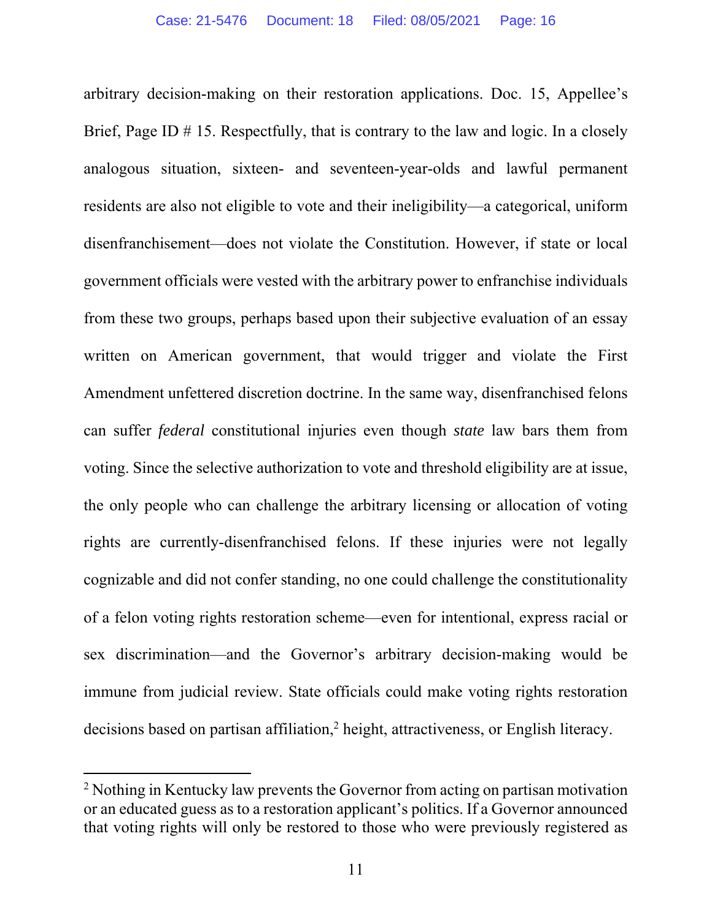arbitrary decision-making on their restoration applications. Doc. 15, Appellee's Brief, Page ID # 15. Respectfully, that is contrary to the law and logic. In a closely analogous situation, sixteen- and seventeen-year-olds and lawful permanent residents are also not eligible to vote and their ineligibility—a categorical, uniform disenfranchisement—does not violate the Constitution. However, if state or local government officials were vested with the arbitrary power to enfranchise individuals from these two groups, perhaps based upon their subjective evaluation of an essay written on American government, that would trigger and violate the First Amendment unfettered discretion doctrine. In the same way, disenfranchised felons can suffer *federal* constitutional injuries even though *state* law bars them from voting. Since the selective authorization to vote and threshold eligibility are at issue, the only people who can challenge the arbitrary licensing or allocation of voting rights are currently-disenfranchised felons. If these injuries were not legally cognizable and did not confer standing, no one could challenge the constitutionality of a felon voting rights restoration scheme—even for intentional, express racial or sex discrimination—and the Governor's arbitrary decision-making would be immune from judicial review. State officials could make voting rights restoration decisions based on partisan affiliation,[2] height, attractiveness, or English literacy.

---

[2] Nothing in Kentucky law prevents the Governor from acting on partisan motivation or an educated guess as to a restoration applicant's politics. If a Governor announced that voting rights will only be restored to those who were previously registered as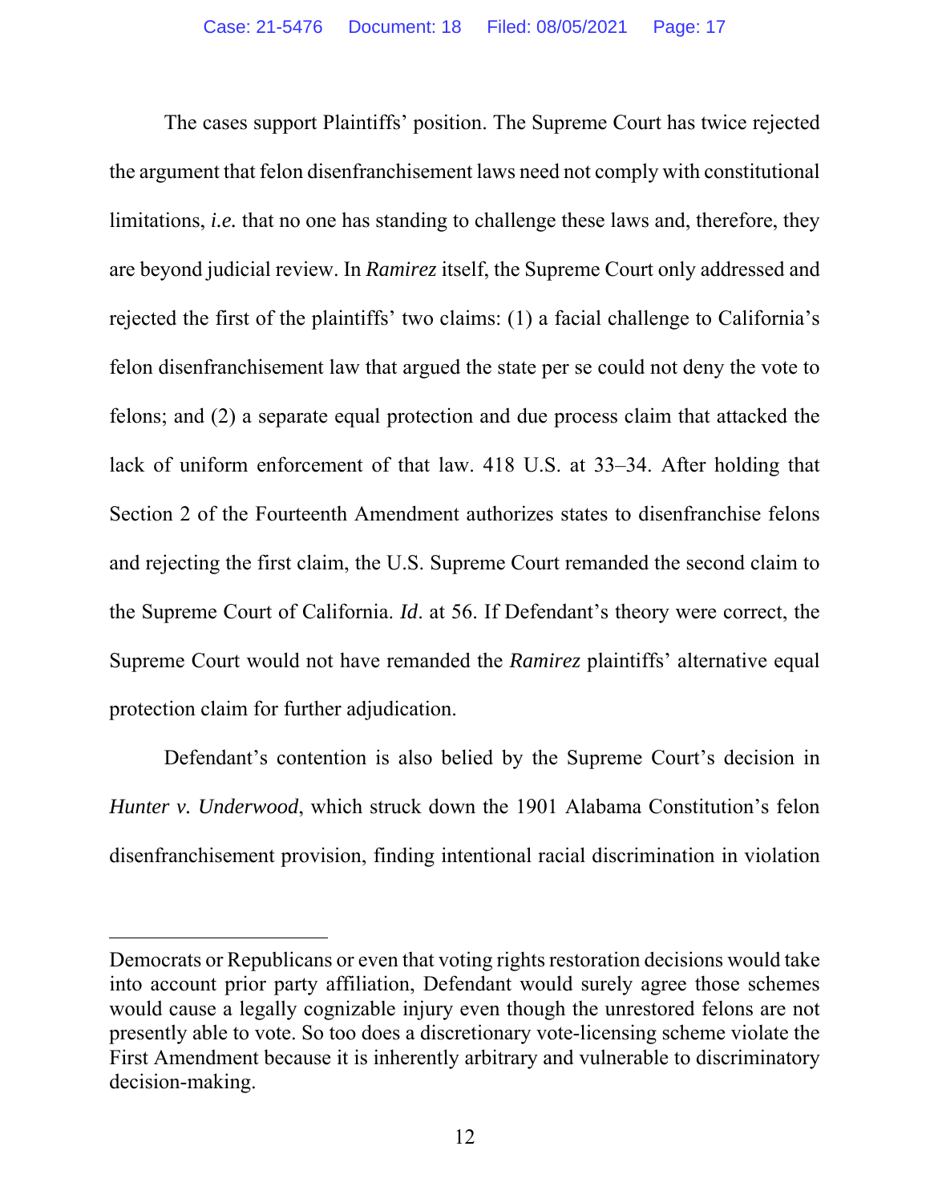The cases support Plaintiffs' position. The Supreme Court has twice rejected the argument that felon disenfranchisement laws need not comply with constitutional limitations, ***i.e.*** that no one has standing to challenge these laws and, therefore, they are beyond judicial review. In *Ramirez* itself, the Supreme Court only addressed and rejected the first of the plaintiffs' two claims: (1) a facial challenge to California's felon disenfranchisement law that argued the state per se could not deny the vote to felons; and (2) a separate equal protection and due process claim that attacked the lack of uniform enforcement of that law. 418 U.S. at 33–34. After holding that Section 2 of the Fourteenth Amendment authorizes states to disenfranchise felons and rejecting the first claim, the U.S. Supreme Court remanded the second claim to the Supreme Court of California. *Id*. at 56. If Defendant's theory were correct, the Supreme Court would not have remanded the *Ramirez* plaintiffs' alternative equal protection claim for further adjudication.

Defendant's contention is also belied by the Supreme Court's decision in *Hunter v. Underwood*, which struck down the 1901 Alabama Constitution's felon disenfranchisement provision, finding intentional racial discrimination in violation

---

Democrats or Republicans or even that voting rights restoration decisions would take into account prior party affiliation, Defendant would surely agree those schemes would cause a legally cognizable injury even though the unrestored felons are not presently able to vote. So too does a discretionary vote-licensing scheme violate the First Amendment because it is inherently arbitrary and vulnerable to discriminatory decision-making.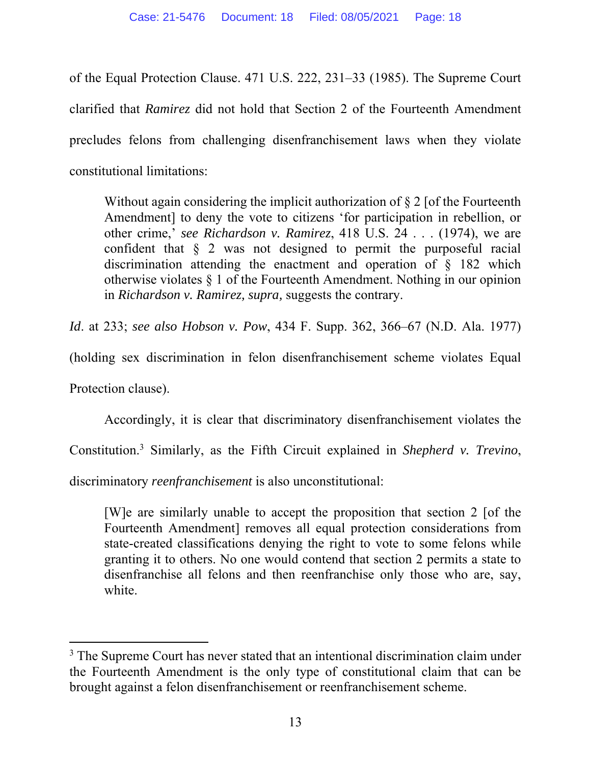of the Equal Protection Clause. 471 U.S. 222, 231–33 (1985). The Supreme Court clarified that *Ramirez* did not hold that Section 2 of the Fourteenth Amendment precludes felons from challenging disenfranchisement laws when they violate constitutional limitations:

> Without again considering the implicit authorization of § 2 [of the Fourteenth Amendment] to deny the vote to citizens 'for participation in rebellion, or other crime,' *see Richardson v. Ramirez*, 418 U.S. 24 . . . (1974), we are confident that § 2 was not designed to permit the purposeful racial discrimination attending the enactment and operation of § 182 which otherwise violates § 1 of the Fourteenth Amendment. Nothing in our opinion in *Richardson v. Ramirez, supra,* suggests the contrary.

*Id*. at 233; *see also Hobson v. Pow*, 434 F. Supp. 362, 366–67 (N.D. Ala. 1977) (holding sex discrimination in felon disenfranchisement scheme violates Equal Protection clause).

Accordingly, it is clear that discriminatory disenfranchisement violates the Constitution.[3] Similarly, as the Fifth Circuit explained in *Shepherd v. Trevino*, discriminatory *reenfranchisement* is also unconstitutional:

> [W]e are similarly unable to accept the proposition that section 2 [of the Fourteenth Amendment] removes all equal protection considerations from state-created classifications denying the right to vote to some felons while granting it to others. No one would contend that section 2 permits a state to disenfranchise all felons and then reenfranchise only those who are, say, white.

---

[3] The Supreme Court has never stated that an intentional discrimination claim under the Fourteenth Amendment is the only type of constitutional claim that can be brought against a felon disenfranchisement or reenfranchisement scheme.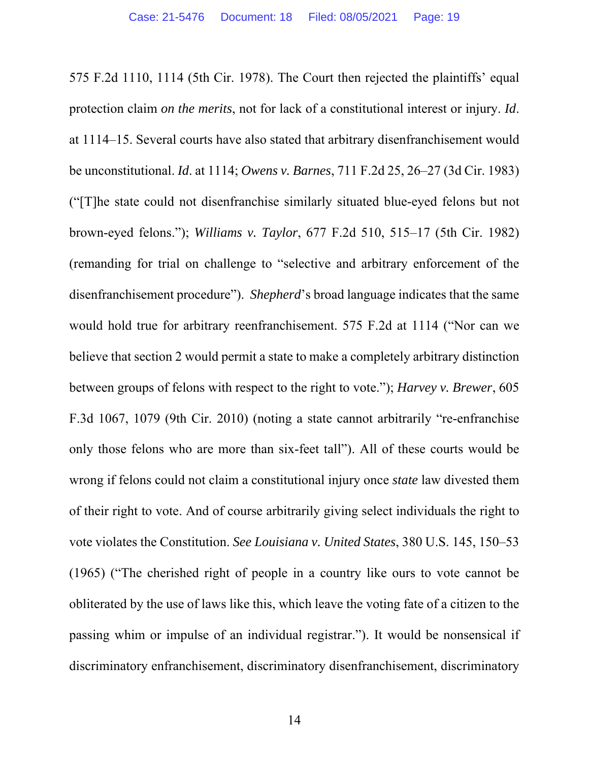575 F.2d 1110, 1114 (5th Cir. 1978). The Court then rejected the plaintiffs' equal protection claim *on the merits*, not for lack of a constitutional interest or injury. *Id*. at 1114–15. Several courts have also stated that arbitrary disenfranchisement would be unconstitutional. *Id*. at 1114; *Owens v. Barnes*, 711 F.2d 25, 26–27 (3d Cir. 1983) ("[T]he state could not disenfranchise similarly situated blue-eyed felons but not brown-eyed felons."); *Williams v. Taylor*, 677 F.2d 510, 515–17 (5th Cir. 1982) (remanding for trial on challenge to "selective and arbitrary enforcement of the disenfranchisement procedure"). *Shepherd*'s broad language indicates that the same would hold true for arbitrary reenfranchisement. 575 F.2d at 1114 ("Nor can we believe that section 2 would permit a state to make a completely arbitrary distinction between groups of felons with respect to the right to vote."); *Harvey v. Brewer*, 605 F.3d 1067, 1079 (9th Cir. 2010) (noting a state cannot arbitrarily "re-enfranchise only those felons who are more than six-feet tall"). All of these courts would be wrong if felons could not claim a constitutional injury once *state* law divested them of their right to vote. And of course arbitrarily giving select individuals the right to vote violates the Constitution. *See Louisiana v. United States*, 380 U.S. 145, 150–53 (1965) ("The cherished right of people in a country like ours to vote cannot be obliterated by the use of laws like this, which leave the voting fate of a citizen to the passing whim or impulse of an individual registrar."). It would be nonsensical if discriminatory enfranchisement, discriminatory disenfranchisement, discriminatory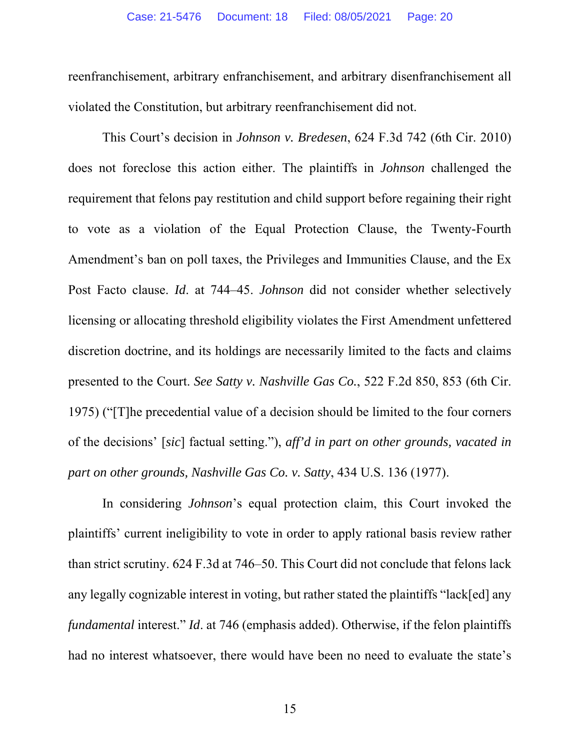reenfranchisement, arbitrary enfranchisement, and arbitrary disenfranchisement all violated the Constitution, but arbitrary reenfranchisement did not.

This Court's decision in *Johnson v. Bredesen*, 624 F.3d 742 (6th Cir. 2010) does not foreclose this action either. The plaintiffs in *Johnson* challenged the requirement that felons pay restitution and child support before regaining their right to vote as a violation of the Equal Protection Clause, the Twenty-Fourth Amendment's ban on poll taxes, the Privileges and Immunities Clause, and the Ex Post Facto clause. *Id*. at 744–45. *Johnson* did not consider whether selectively licensing or allocating threshold eligibility violates the First Amendment unfettered discretion doctrine, and its holdings are necessarily limited to the facts and claims presented to the Court. *See Satty v. Nashville Gas Co.*, 522 F.2d 850, 853 (6th Cir. 1975) ("[T]he precedential value of a decision should be limited to the four corners of the decisions' [*sic*] factual setting."), *aff'd in part on other grounds, vacated in part on other grounds, Nashville Gas Co. v. Satty*, 434 U.S. 136 (1977).

In considering *Johnson*'s equal protection claim, this Court invoked the plaintiffs' current ineligibility to vote in order to apply rational basis review rather than strict scrutiny. 624 F.3d at 746–50. This Court did not conclude that felons lack any legally cognizable interest in voting, but rather stated the plaintiffs "lack[ed] any *fundamental* interest." *Id*. at 746 (emphasis added). Otherwise, if the felon plaintiffs had no interest whatsoever, there would have been no need to evaluate the state's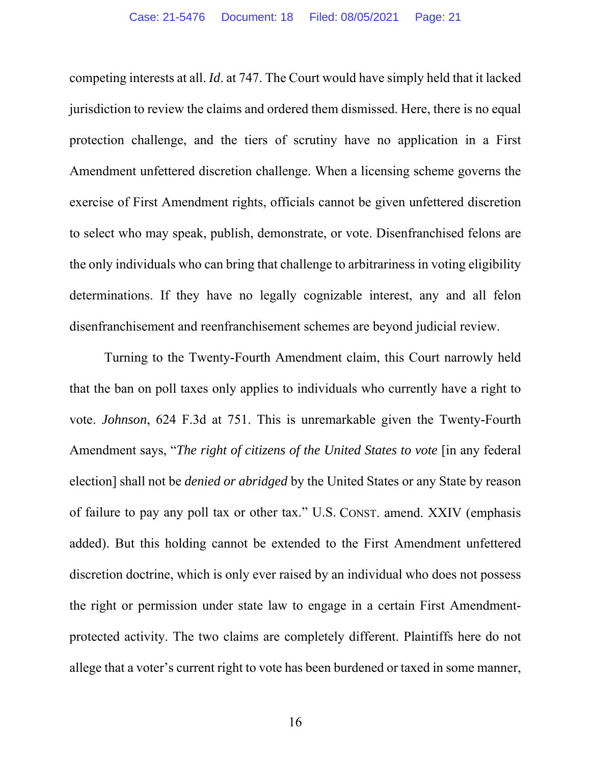competing interests at all. *Id*. at 747. The Court would have simply held that it lacked jurisdiction to review the claims and ordered them dismissed. Here, there is no equal protection challenge, and the tiers of scrutiny have no application in a First Amendment unfettered discretion challenge. When a licensing scheme governs the exercise of First Amendment rights, officials cannot be given unfettered discretion to select who may speak, publish, demonstrate, or vote. Disenfranchised felons are the only individuals who can bring that challenge to arbitrariness in voting eligibility determinations. If they have no legally cognizable interest, any and all felon disenfranchisement and reenfranchisement schemes are beyond judicial review.

Turning to the Twenty-Fourth Amendment claim, this Court narrowly held that the ban on poll taxes only applies to individuals who currently have a right to vote. *Johnson*, 624 F.3d at 751. This is unremarkable given the Twenty-Fourth Amendment says, "*The right of citizens of the United States to vote* [in any federal election] shall not be *denied or abridged* by the United States or any State by reason of failure to pay any poll tax or other tax." U.S. CONST. amend. XXIV (emphasis added). But this holding cannot be extended to the First Amendment unfettered discretion doctrine, which is only ever raised by an individual who does not possess the right or permission under state law to engage in a certain First Amendment-protected activity. The two claims are completely different. Plaintiffs here do not allege that a voter's current right to vote has been burdened or taxed in some manner,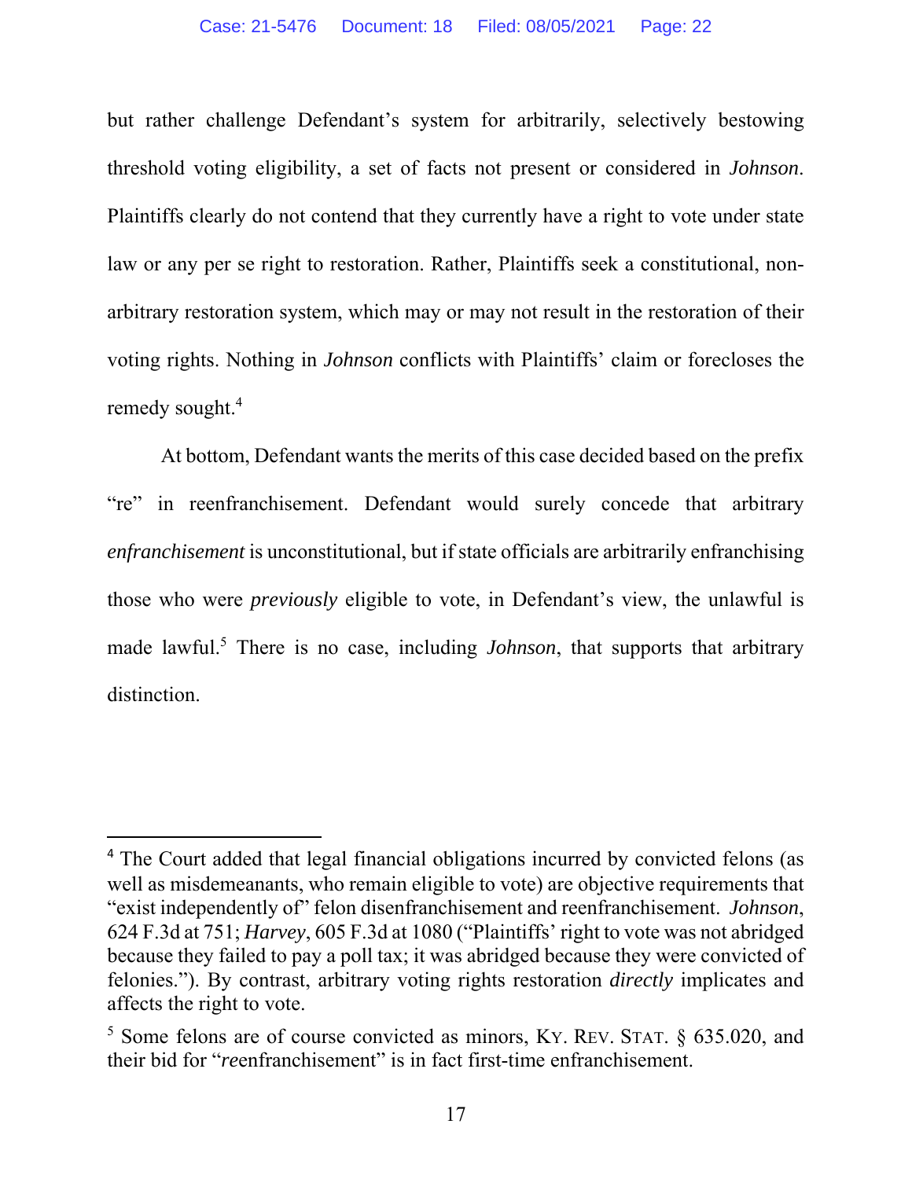but rather challenge Defendant's system for arbitrarily, selectively bestowing threshold voting eligibility, a set of facts not present or considered in *Johnson*. Plaintiffs clearly do not contend that they currently have a right to vote under state law or any per se right to restoration. Rather, Plaintiffs seek a constitutional, non-arbitrary restoration system, which may or may not result in the restoration of their voting rights. Nothing in *Johnson* conflicts with Plaintiffs' claim or forecloses the remedy sought.[4]

At bottom, Defendant wants the merits of this case decided based on the prefix "re" in reenfranchisement. Defendant would surely concede that arbitrary *enfranchisement* is unconstitutional, but if state officials are arbitrarily enfranchising those who were *previously* eligible to vote, in Defendant's view, the unlawful is made lawful.[5] There is no case, including *Johnson*, that supports that arbitrary distinction.

---

[4] The Court added that legal financial obligations incurred by convicted felons (as well as misdemeanants, who remain eligible to vote) are objective requirements that "exist independently of" felon disenfranchisement and reenfranchisement. *Johnson*, 624 F.3d at 751; *Harvey*, 605 F.3d at 1080 ("Plaintiffs' right to vote was not abridged because they failed to pay a poll tax; it was abridged because they were convicted of felonies."). By contrast, arbitrary voting rights restoration *directly* implicates and affects the right to vote.

[5] Some felons are of course convicted as minors, KY. REV. STAT. § 635.020, and their bid for "*re*enfranchisement" is in fact first-time enfranchisement.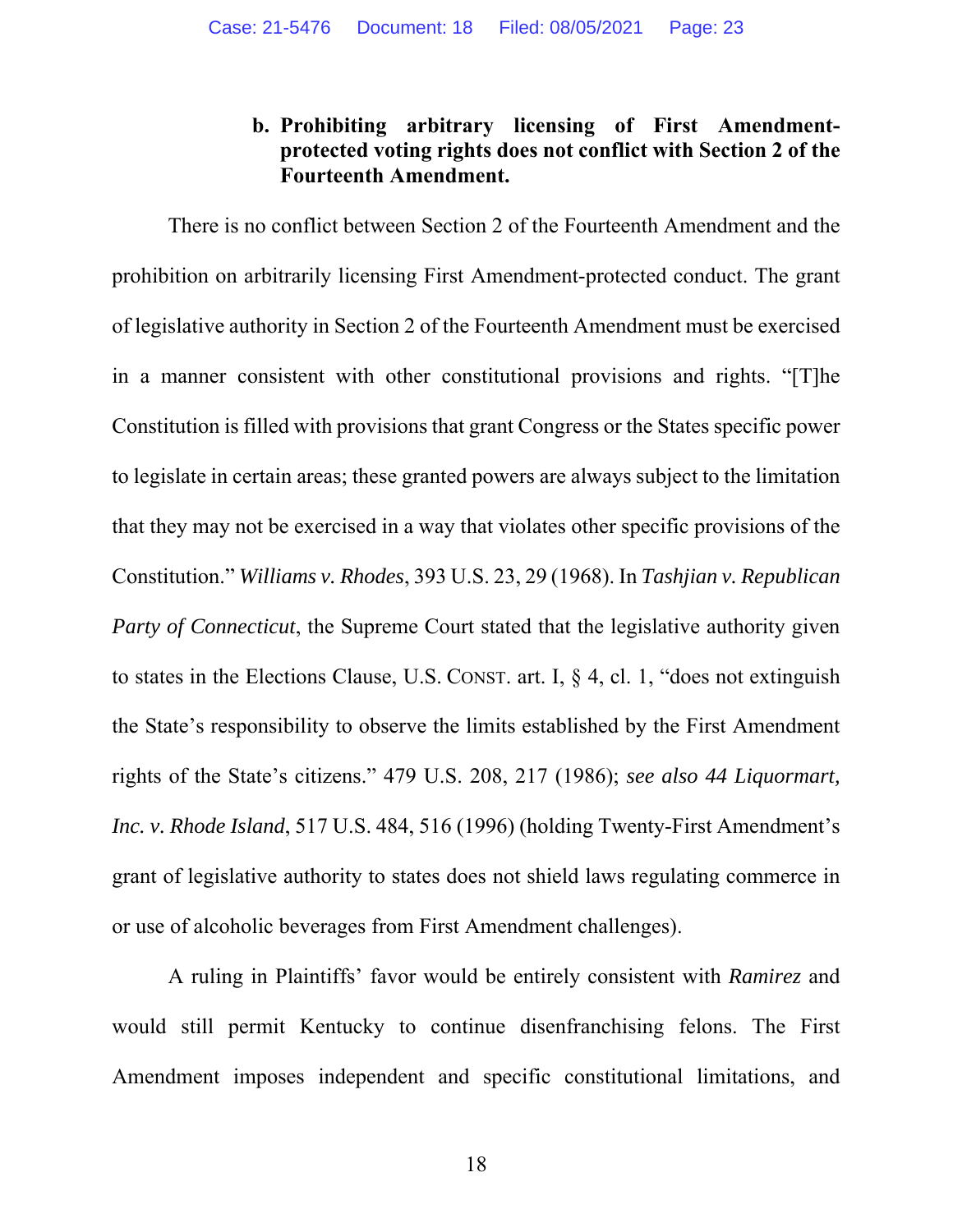### b. Prohibiting arbitrary licensing of First Amendment-protected voting rights does not conflict with Section 2 of the Fourteenth Amendment.

There is no conflict between Section 2 of the Fourteenth Amendment and the prohibition on arbitrarily licensing First Amendment-protected conduct. The grant of legislative authority in Section 2 of the Fourteenth Amendment must be exercised in a manner consistent with other constitutional provisions and rights. "[T]he Constitution is filled with provisions that grant Congress or the States specific power to legislate in certain areas; these granted powers are always subject to the limitation that they may not be exercised in a way that violates other specific provisions of the Constitution." *Williams v. Rhodes*, 393 U.S. 23, 29 (1968). In *Tashjian v. Republican Party of Connecticut*, the Supreme Court stated that the legislative authority given to states in the Elections Clause, U.S. CONST. art. I, § 4, cl. 1, "does not extinguish the State's responsibility to observe the limits established by the First Amendment rights of the State's citizens." 479 U.S. 208, 217 (1986); *see also 44 Liquormart, Inc. v. Rhode Island*, 517 U.S. 484, 516 (1996) (holding Twenty-First Amendment's grant of legislative authority to states does not shield laws regulating commerce in or use of alcoholic beverages from First Amendment challenges).

A ruling in Plaintiffs' favor would be entirely consistent with *Ramirez* and would still permit Kentucky to continue disenfranchising felons. The First Amendment imposes independent and specific constitutional limitations, and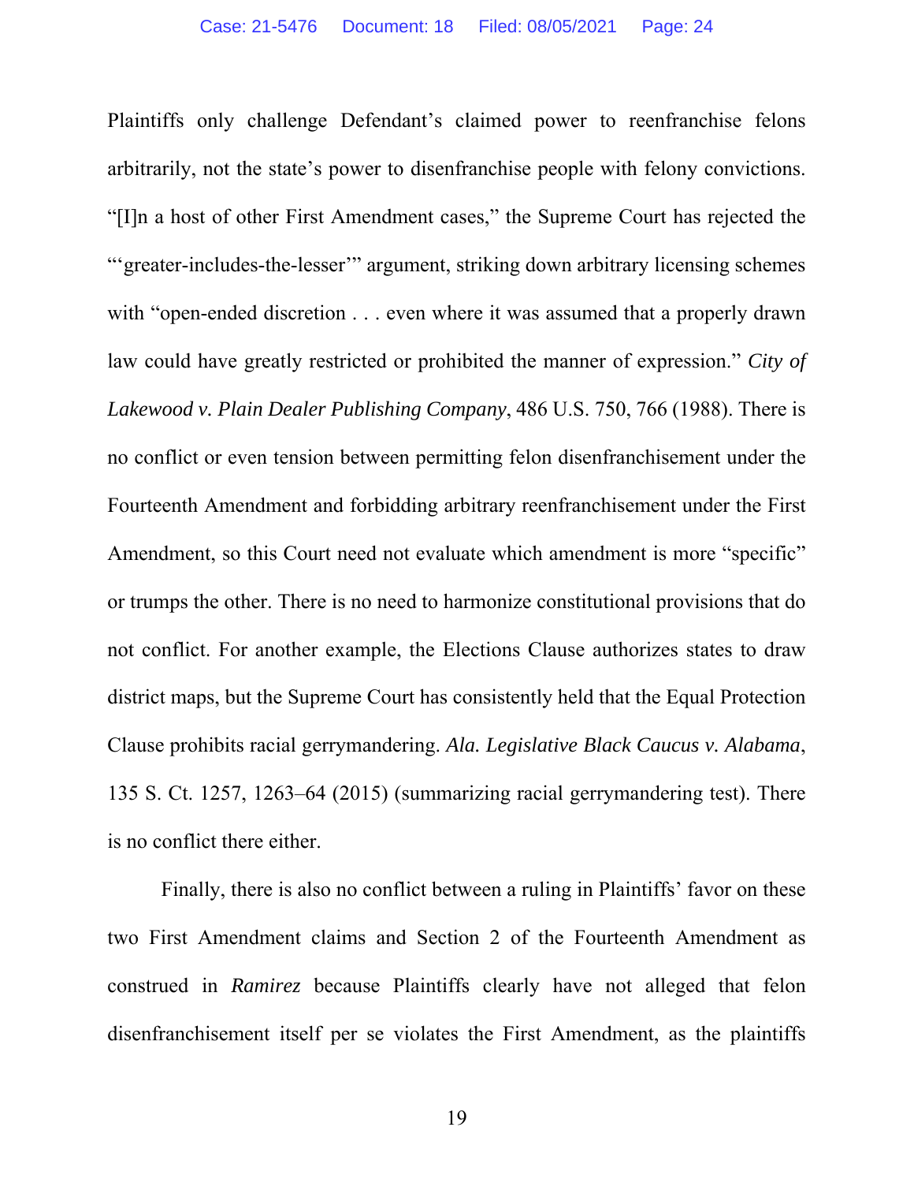Plaintiffs only challenge Defendant's claimed power to reenfranchise felons arbitrarily, not the state's power to disenfranchise people with felony convictions. "[I]n a host of other First Amendment cases," the Supreme Court has rejected the "'greater-includes-the-lesser'" argument, striking down arbitrary licensing schemes with "open-ended discretion . . . even where it was assumed that a properly drawn law could have greatly restricted or prohibited the manner of expression." *City of Lakewood v. Plain Dealer Publishing Company*, 486 U.S. 750, 766 (1988). There is no conflict or even tension between permitting felon disenfranchisement under the Fourteenth Amendment and forbidding arbitrary reenfranchisement under the First Amendment, so this Court need not evaluate which amendment is more "specific" or trumps the other. There is no need to harmonize constitutional provisions that do not conflict. For another example, the Elections Clause authorizes states to draw district maps, but the Supreme Court has consistently held that the Equal Protection Clause prohibits racial gerrymandering. *Ala. Legislative Black Caucus v. Alabama*, 135 S. Ct. 1257, 1263–64 (2015) (summarizing racial gerrymandering test). There is no conflict there either.

Finally, there is also no conflict between a ruling in Plaintiffs' favor on these two First Amendment claims and Section 2 of the Fourteenth Amendment as construed in *Ramirez* because Plaintiffs clearly have not alleged that felon disenfranchisement itself per se violates the First Amendment, as the plaintiffs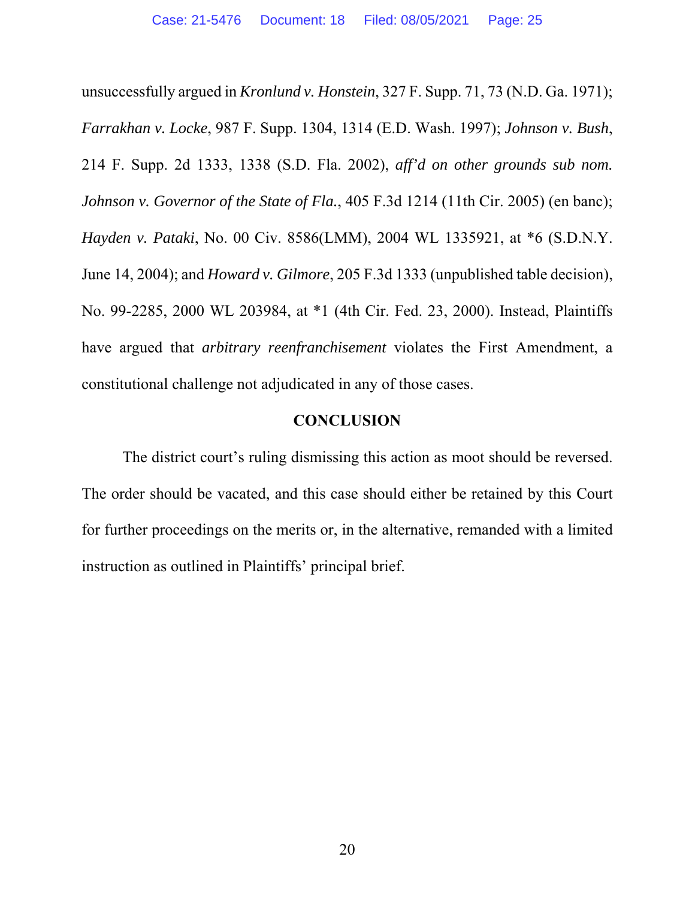unsuccessfully argued in *Kronlund v. Honstein*, 327 F. Supp. 71, 73 (N.D. Ga. 1971); *Farrakhan v. Locke*, 987 F. Supp. 1304, 1314 (E.D. Wash. 1997); *Johnson v. Bush*, 214 F. Supp. 2d 1333, 1338 (S.D. Fla. 2002), *aff'd on other grounds sub nom. Johnson v. Governor of the State of Fla.*, 405 F.3d 1214 (11th Cir. 2005) (en banc); *Hayden v. Pataki*, No. 00 Civ. 8586(LMM), 2004 WL 1335921, at *6 (S.D.N.Y. June 14, 2004); and *Howard v. Gilmore*, 205 F.3d 1333 (unpublished table decision), No. 99-2285, 2000 WL 203984, at *1 (4th Cir. Fed. 23, 2000). Instead, Plaintiffs have argued that *arbitrary reenfranchisement* violates the First Amendment, a constitutional challenge not adjudicated in any of those cases.

## CONCLUSION

The district court's ruling dismissing this action as moot should be reversed. The order should be vacated, and this case should either be retained by this Court for further proceedings on the merits or, in the alternative, remanded with a limited instruction as outlined in Plaintiffs' principal brief.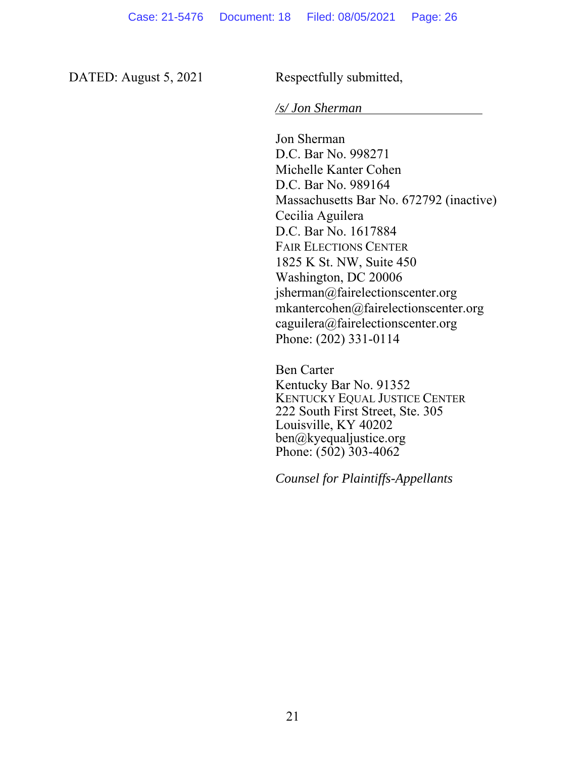DATED: August 5, 2021 Respectfully submitted,

*/s/ Jon Sherman*

Jon Sherman
D.C. Bar No. 998271
Michelle Kanter Cohen
D.C. Bar No. 989164
Massachusetts Bar No. 672792 (inactive)
Cecilia Aguilera
D.C. Bar No. 1617884
FAIR ELECTIONS CENTER
1825 K St. NW, Suite 450
Washington, DC 20006
jsherman@fairelectionscenter.org
mkantercohen@fairelectionscenter.org
caguilera@fairelectionscenter.org
Phone: (202) 331-0114

Ben Carter
Kentucky Bar No. 91352
KENTUCKY EQUAL JUSTICE CENTER
222 South First Street, Ste. 305
Louisville, KY 40202
ben@kyequaljustice.org
Phone: (502) 303-4062

*Counsel for Plaintiffs-Appellants*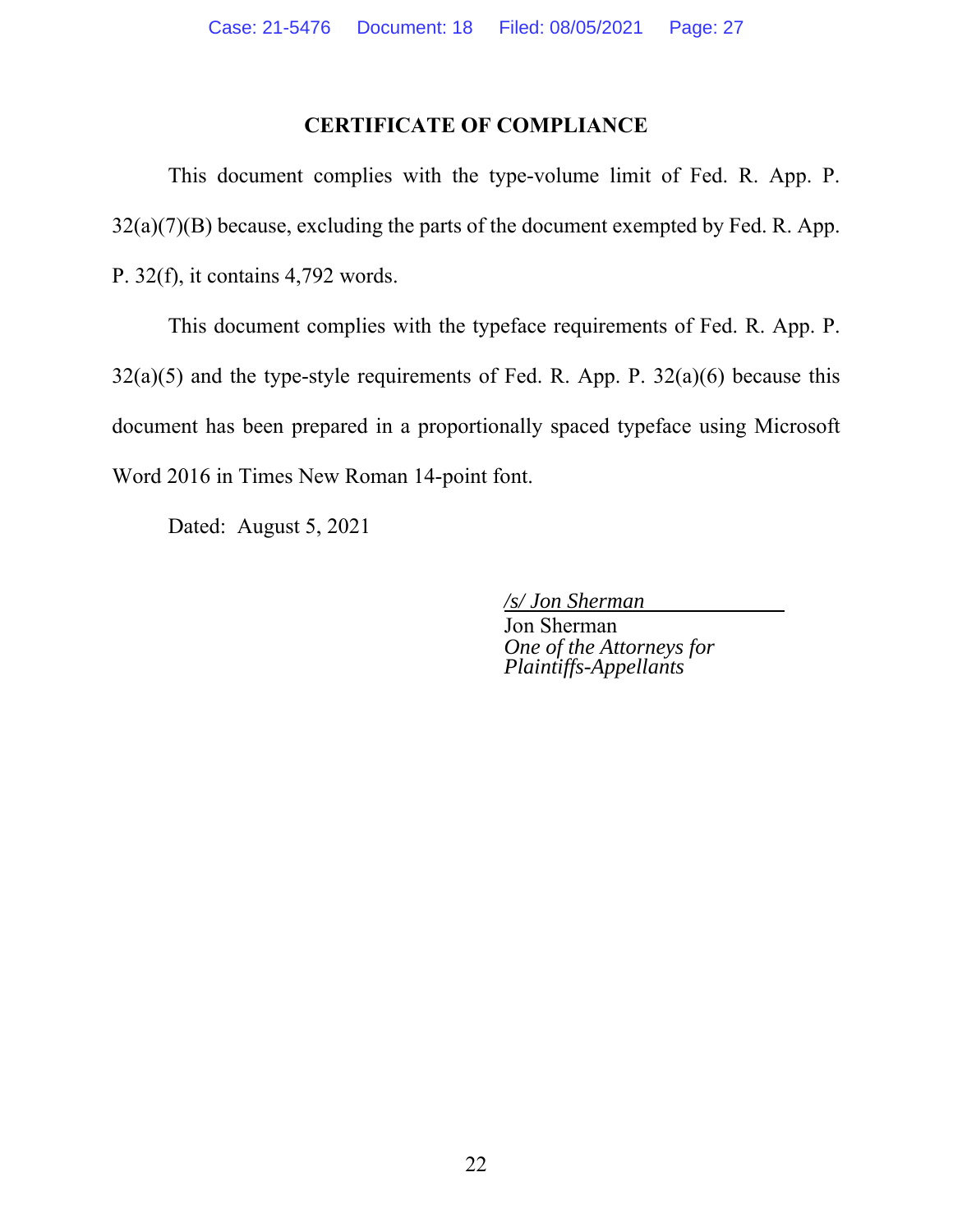## CERTIFICATE OF COMPLIANCE

This document complies with the type-volume limit of Fed. R. App. P. 32(a)(7)(B) because, excluding the parts of the document exempted by Fed. R. App. P. 32(f), it contains 4,792 words.

This document complies with the typeface requirements of Fed. R. App. P. 32(a)(5) and the type-style requirements of Fed. R. App. P. 32(a)(6) because this document has been prepared in a proportionally spaced typeface using Microsoft Word 2016 in Times New Roman 14-point font.

Dated: August 5, 2021

*/s/ Jon Sherman*
Jon Sherman
*One of the Attorneys for Plaintiffs-Appellants*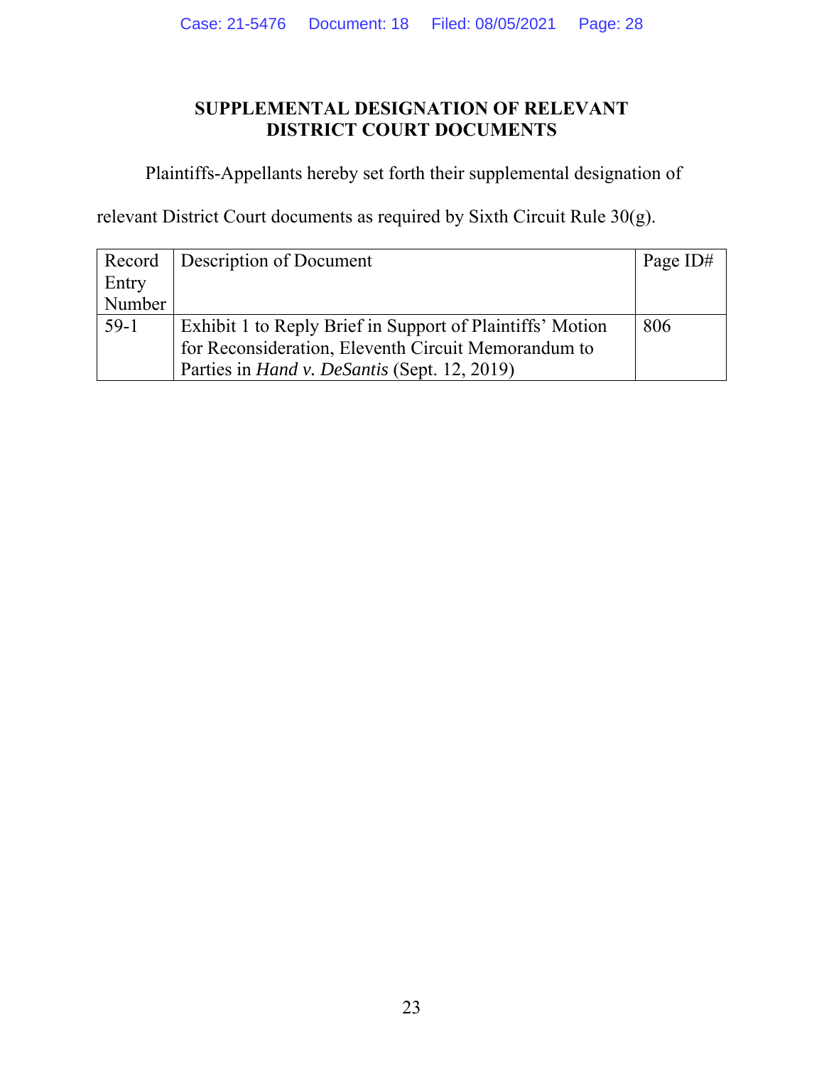## SUPPLEMENTAL DESIGNATION OF RELEVANT DISTRICT COURT DOCUMENTS

Plaintiffs-Appellants hereby set forth their supplemental designation of relevant District Court documents as required by Sixth Circuit Rule 30(g).

| Record Entry Number | Description of Document | Page ID# |
|---|---|---|
| 59-1 | Exhibit 1 to Reply Brief in Support of Plaintiffs' Motion for Reconsideration, Eleventh Circuit Memorandum to Parties in *Hand v. DeSantis* (Sept. 12, 2019) | 806 |